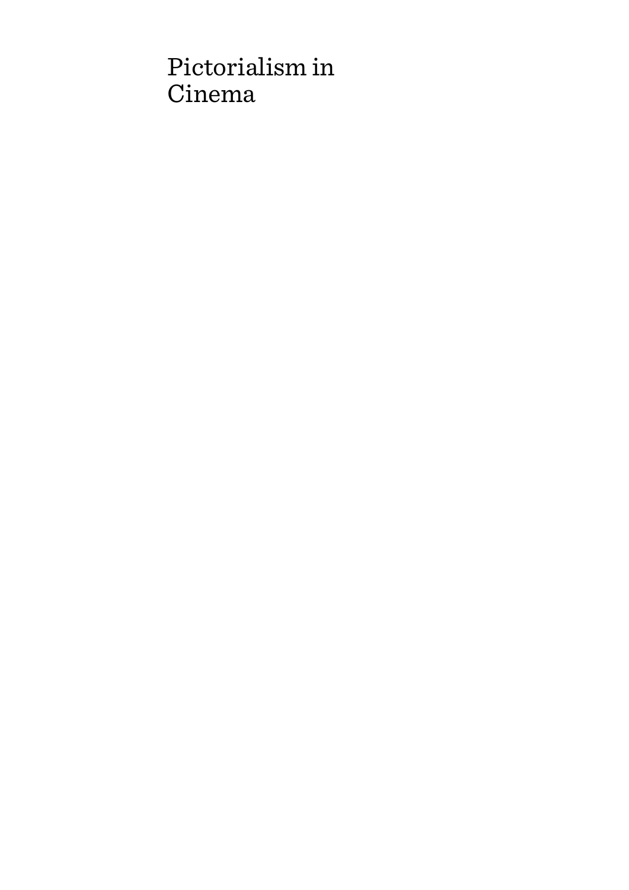# Pictorialism in Cinema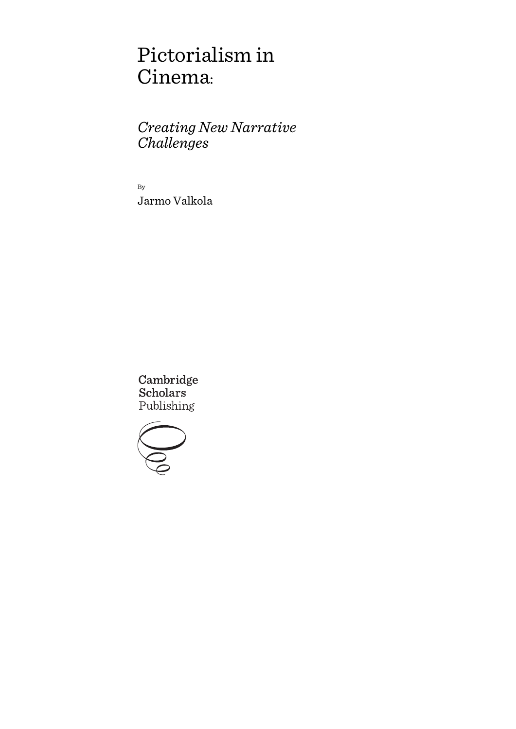# Pictorialism in Cinema:

## *Creating New Narrative Challenges*

By

Jarmo Valkola

Cambridge Scholars Publishing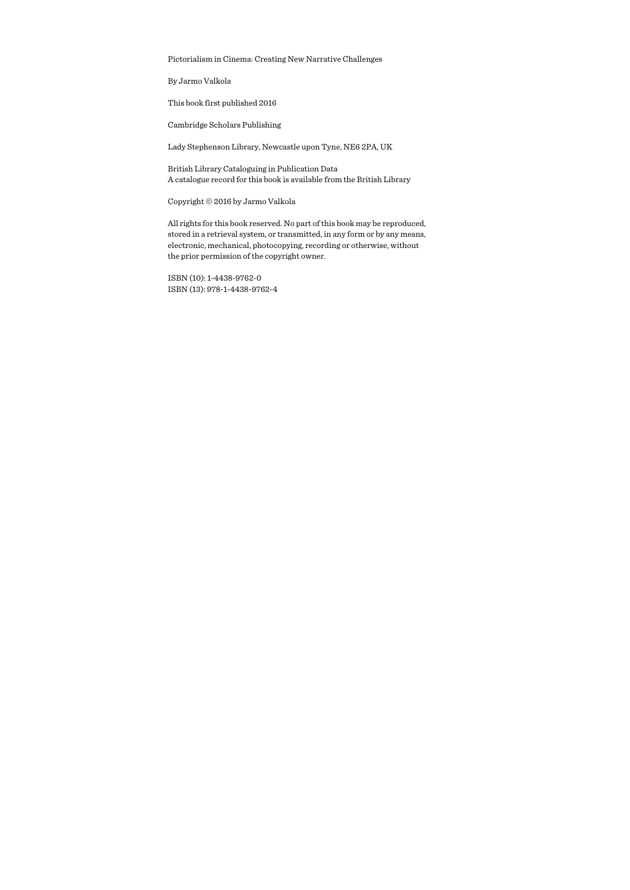Pictorialism in Cinema: Creating New Narrative Challenges

By Jarmo Valkola

This book first published 2016

Cambridge Scholars Publishing

Lady Stephenson Library, Newcastle upon Tyne, NE6 2PA, UK

British Library Cataloguing in Publication Data
A catalogue record for this book is available from the British Library

Copyright © 2016 by Jarmo Valkola

All rights for this book reserved. No part of this book may be reproduced, stored in a retrieval system, or transmitted, in any form or by any means, electronic, mechanical, photocopying, recording or otherwise, without the prior permission of the copyright owner.

ISBN (10): 1-4438-9762-0
ISBN (13): 978-1-4438-9762-4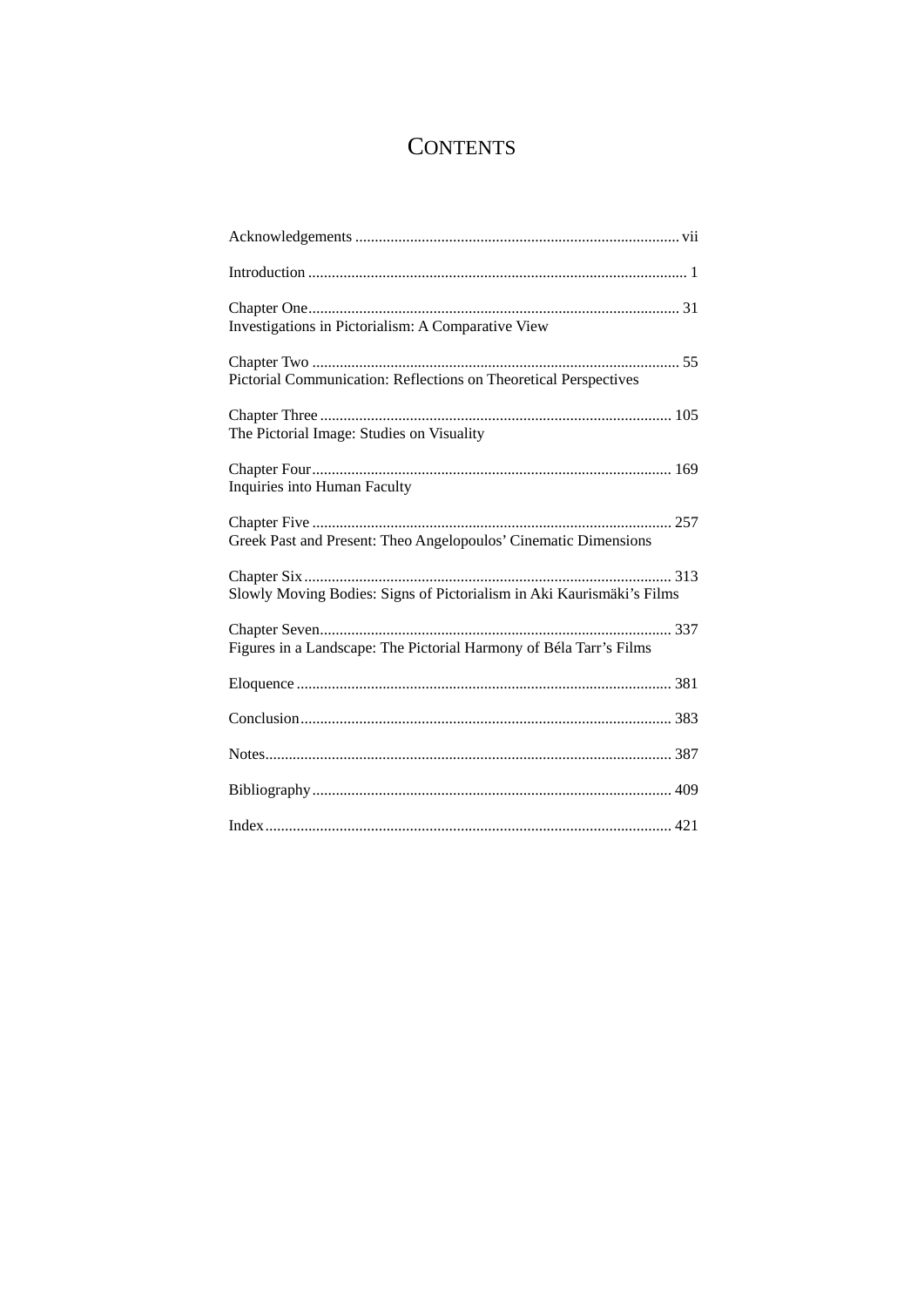# CONTENTS

Acknowledgements .................................................................................. vii

Introduction ................................................................................................ 1

Chapter One.............................................................................................. 31
Investigations in Pictorialism: A Comparative View

Chapter Two ............................................................................................. 55
Pictorial Communication: Reflections on Theoretical Perspectives

Chapter Three ......................................................................................... 105
The Pictorial Image: Studies on Visuality

Chapter Four........................................................................................... 169
Inquiries into Human Faculty

Chapter Five ........................................................................................... 257
Greek Past and Present: Theo Angelopoulos' Cinematic Dimensions

Chapter Six............................................................................................. 313
Slowly Moving Bodies: Signs of Pictorialism in Aki Kaurismäki's Films

Chapter Seven......................................................................................... 337
Figures in a Landscape: The Pictorial Harmony of Béla Tarr's Films

Eloquence ............................................................................................... 381

Conclusion.............................................................................................. 383

Notes....................................................................................................... 387

Bibliography........................................................................................... 409

Index....................................................................................................... 421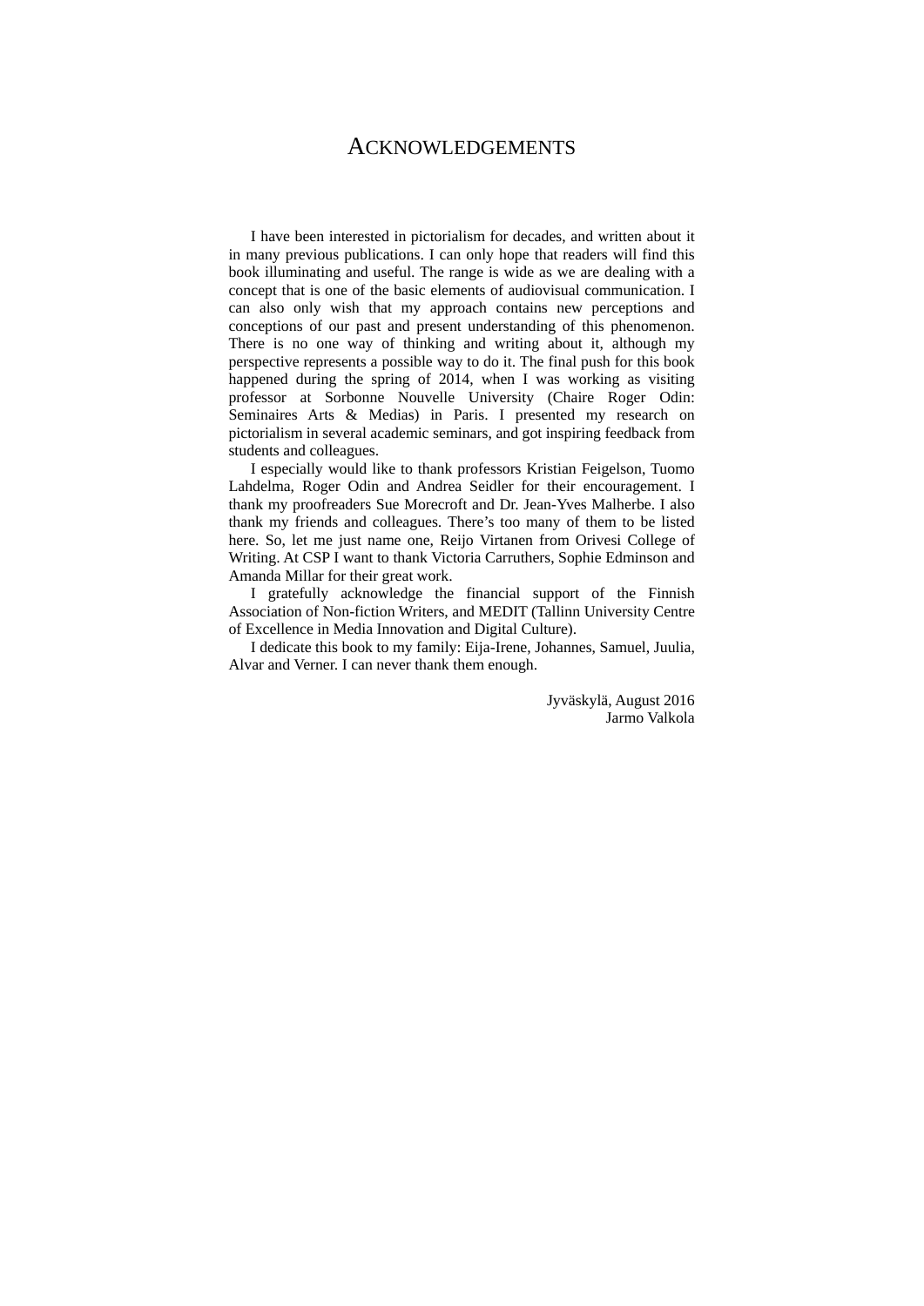# Acknowledgements

I have been interested in pictorialism for decades, and written about it in many previous publications. I can only hope that readers will find this book illuminating and useful. The range is wide as we are dealing with a concept that is one of the basic elements of audiovisual communication. I can also only wish that my approach contains new perceptions and conceptions of our past and present understanding of this phenomenon. There is no one way of thinking and writing about it, although my perspective represents a possible way to do it. The final push for this book happened during the spring of 2014, when I was working as visiting professor at Sorbonne Nouvelle University (Chaire Roger Odin: Seminaires Arts & Medias) in Paris. I presented my research on pictorialism in several academic seminars, and got inspiring feedback from students and colleagues.

I especially would like to thank professors Kristian Feigelson, Tuomo Lahdelma, Roger Odin and Andrea Seidler for their encouragement. I thank my proofreaders Sue Morecroft and Dr. Jean-Yves Malherbe. I also thank my friends and colleagues. There's too many of them to be listed here. So, let me just name one, Reijo Virtanen from Orivesi College of Writing. At CSP I want to thank Victoria Carruthers, Sophie Edminson and Amanda Millar for their great work.

I gratefully acknowledge the financial support of the Finnish Association of Non-fiction Writers, and MEDIT (Tallinn University Centre of Excellence in Media Innovation and Digital Culture).

I dedicate this book to my family: Eija-Irene, Johannes, Samuel, Juulia, Alvar and Verner. I can never thank them enough.

Jyväskylä, August 2016
Jarmo Valkola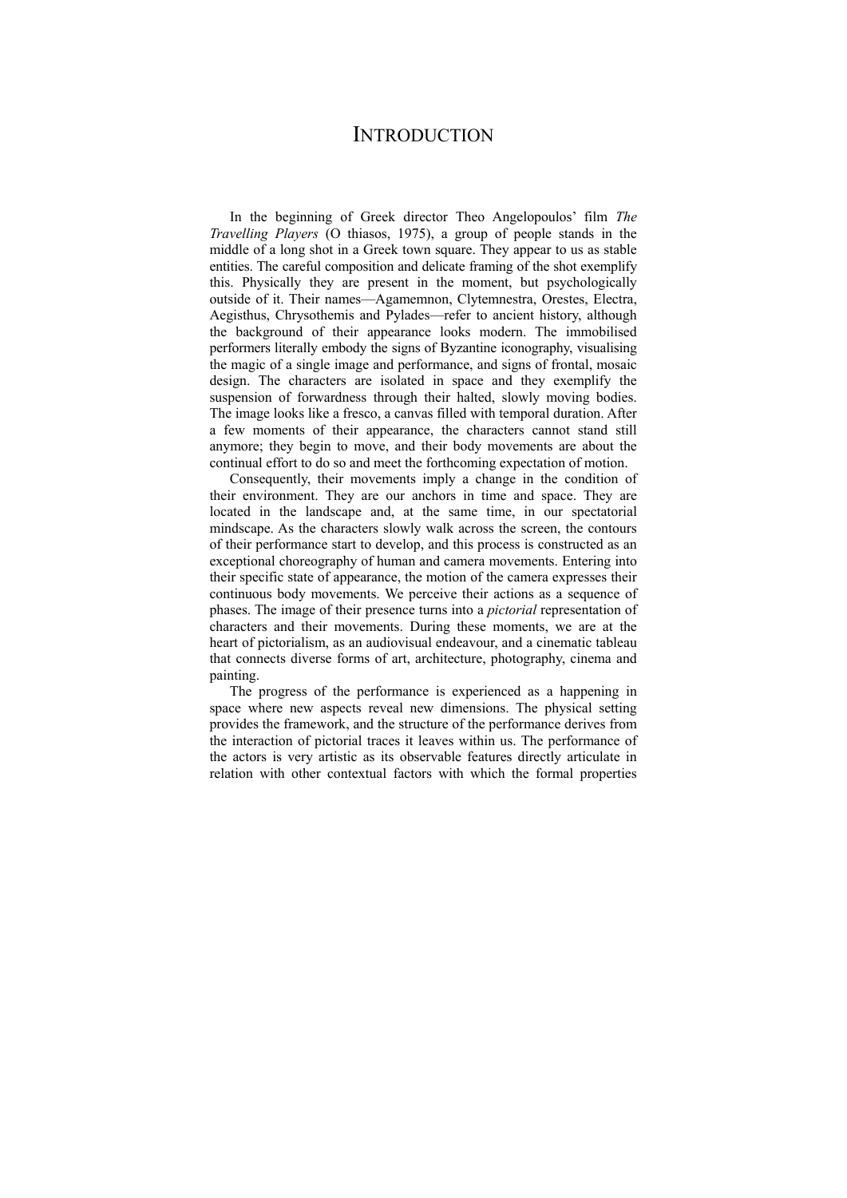# INTRODUCTION

In the beginning of Greek director Theo Angelopoulos' film *The Travelling Players* (O thiasos, 1975), a group of people stands in the middle of a long shot in a Greek town square. They appear to us as stable entities. The careful composition and delicate framing of the shot exemplify this. Physically they are present in the moment, but psychologically outside of it. Their names—Agamemnon, Clytemnestra, Orestes, Electra, Aegisthus, Chrysothemis and Pylades—refer to ancient history, although the background of their appearance looks modern. The immobilised performers literally embody the signs of Byzantine iconography, visualising the magic of a single image and performance, and signs of frontal, mosaic design. The characters are isolated in space and they exemplify the suspension of forwardness through their halted, slowly moving bodies. The image looks like a fresco, a canvas filled with temporal duration. After a few moments of their appearance, the characters cannot stand still anymore; they begin to move, and their body movements are about the continual effort to do so and meet the forthcoming expectation of motion.

Consequently, their movements imply a change in the condition of their environment. They are our anchors in time and space. They are located in the landscape and, at the same time, in our spectatorial mindscape. As the characters slowly walk across the screen, the contours of their performance start to develop, and this process is constructed as an exceptional choreography of human and camera movements. Entering into their specific state of appearance, the motion of the camera expresses their continuous body movements. We perceive their actions as a sequence of phases. The image of their presence turns into a *pictorial* representation of characters and their movements. During these moments, we are at the heart of pictorialism, as an audiovisual endeavour, and a cinematic tableau that connects diverse forms of art, architecture, photography, cinema and painting.

The progress of the performance is experienced as a happening in space where new aspects reveal new dimensions. The physical setting provides the framework, and the structure of the performance derives from the interaction of pictorial traces it leaves within us. The performance of the actors is very artistic as its observable features directly articulate in relation with other contextual factors with which the formal properties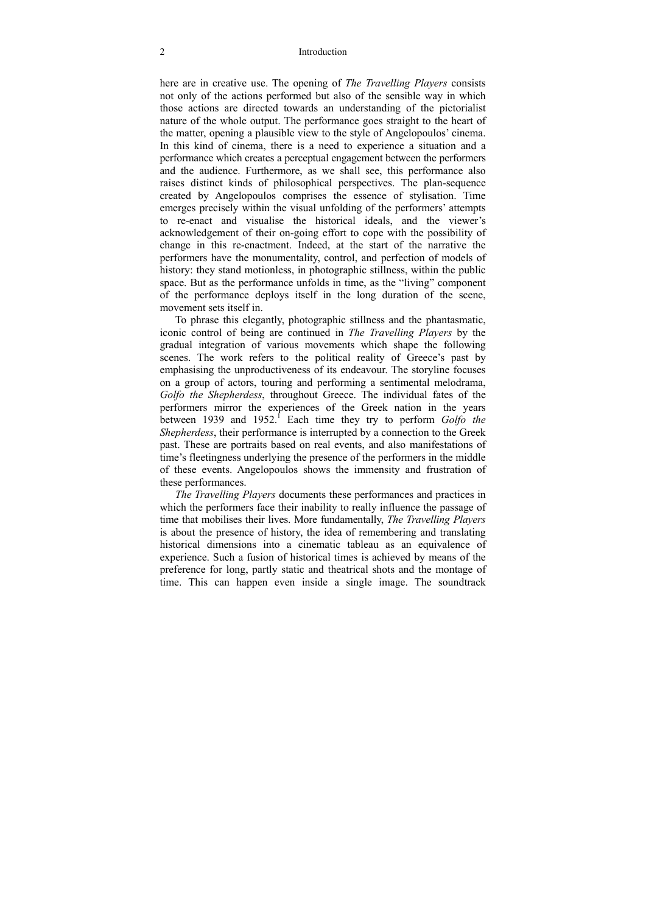here are in creative use. The opening of *The Travelling Players* consists not only of the actions performed but also of the sensible way in which those actions are directed towards an understanding of the pictorialist nature of the whole output. The performance goes straight to the heart of the matter, opening a plausible view to the style of Angelopoulos' cinema. In this kind of cinema, there is a need to experience a situation and a performance which creates a perceptual engagement between the performers and the audience. Furthermore, as we shall see, this performance also raises distinct kinds of philosophical perspectives. The plan-sequence created by Angelopoulos comprises the essence of stylisation. Time emerges precisely within the visual unfolding of the performers' attempts to re-enact and visualise the historical ideals, and the viewer's acknowledgement of their on-going effort to cope with the possibility of change in this re-enactment. Indeed, at the start of the narrative the performers have the monumentality, control, and perfection of models of history: they stand motionless, in photographic stillness, within the public space. But as the performance unfolds in time, as the "living" component of the performance deploys itself in the long duration of the scene, movement sets itself in.

To phrase this elegantly, photographic stillness and the phantasmatic, iconic control of being are continued in *The Travelling Players* by the gradual integration of various movements which shape the following scenes. The work refers to the political reality of Greece's past by emphasising the unproductiveness of its endeavour. The storyline focuses on a group of actors, touring and performing a sentimental melodrama, *Golfo the Shepherdess*, throughout Greece. The individual fates of the performers mirror the experiences of the Greek nation in the years between 1939 and 1952.[1] Each time they try to perform *Golfo the Shepherdess*, their performance is interrupted by a connection to the Greek past. These are portraits based on real events, and also manifestations of time's fleetingness underlying the presence of the performers in the middle of these events. Angelopoulos shows the immensity and frustration of these performances.

*The Travelling Players* documents these performances and practices in which the performers face their inability to really influence the passage of time that mobilises their lives. More fundamentally, *The Travelling Players* is about the presence of history, the idea of remembering and translating historical dimensions into a cinematic tableau as an equivalence of experience. Such a fusion of historical times is achieved by means of the preference for long, partly static and theatrical shots and the montage of time. This can happen even inside a single image. The soundtrack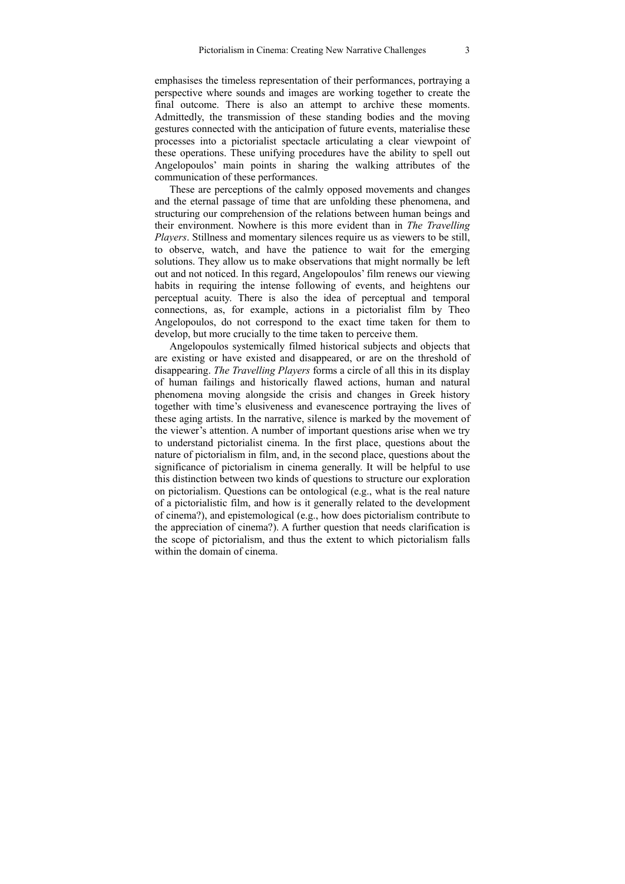emphasises the timeless representation of their performances, portraying a perspective where sounds and images are working together to create the final outcome. There is also an attempt to archive these moments. Admittedly, the transmission of these standing bodies and the moving gestures connected with the anticipation of future events, materialise these processes into a pictorialist spectacle articulating a clear viewpoint of these operations. These unifying procedures have the ability to spell out Angelopoulos' main points in sharing the walking attributes of the communication of these performances.

These are perceptions of the calmly opposed movements and changes and the eternal passage of time that are unfolding these phenomena, and structuring our comprehension of the relations between human beings and their environment. Nowhere is this more evident than in *The Travelling Players*. Stillness and momentary silences require us as viewers to be still, to observe, watch, and have the patience to wait for the emerging solutions. They allow us to make observations that might normally be left out and not noticed. In this regard, Angelopoulos' film renews our viewing habits in requiring the intense following of events, and heightens our perceptual acuity. There is also the idea of perceptual and temporal connections, as, for example, actions in a pictorialist film by Theo Angelopoulos, do not correspond to the exact time taken for them to develop, but more crucially to the time taken to perceive them.

Angelopoulos systemically filmed historical subjects and objects that are existing or have existed and disappeared, or are on the threshold of disappearing. *The Travelling Players* forms a circle of all this in its display of human failings and historically flawed actions, human and natural phenomena moving alongside the crisis and changes in Greek history together with time's elusiveness and evanescence portraying the lives of these aging artists. In the narrative, silence is marked by the movement of the viewer's attention. A number of important questions arise when we try to understand pictorialist cinema. In the first place, questions about the nature of pictorialism in film, and, in the second place, questions about the significance of pictorialism in cinema generally. It will be helpful to use this distinction between two kinds of questions to structure our exploration on pictorialism. Questions can be ontological (e.g., what is the real nature of a pictorialistic film, and how is it generally related to the development of cinema?), and epistemological (e.g., how does pictorialism contribute to the appreciation of cinema?). A further question that needs clarification is the scope of pictorialism, and thus the extent to which pictorialism falls within the domain of cinema.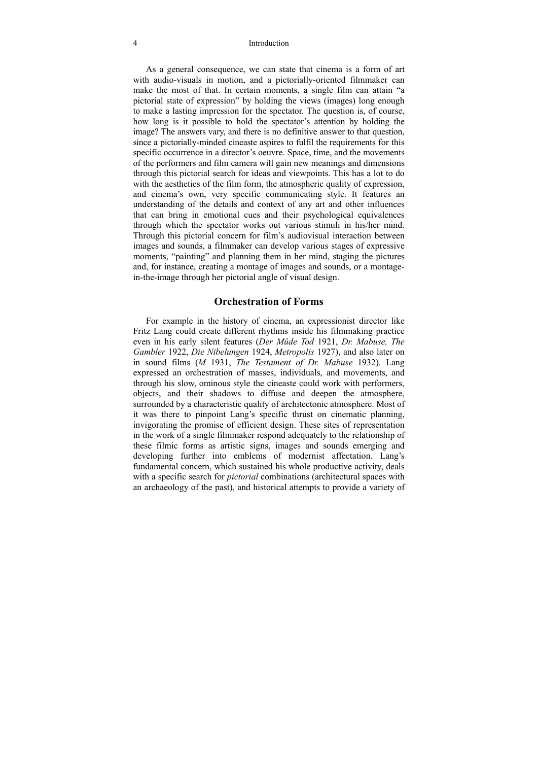As a general consequence, we can state that cinema is a form of art with audio-visuals in motion, and a pictorially-oriented filmmaker can make the most of that. In certain moments, a single film can attain "a pictorial state of expression" by holding the views (images) long enough to make a lasting impression for the spectator. The question is, of course, how long is it possible to hold the spectator's attention by holding the image? The answers vary, and there is no definitive answer to that question, since a pictorially-minded cineaste aspires to fulfil the requirements for this specific occurrence in a director's oeuvre. Space, time, and the movements of the performers and film camera will gain new meanings and dimensions through this pictorial search for ideas and viewpoints. This has a lot to do with the aesthetics of the film form, the atmospheric quality of expression, and cinema's own, very specific communicating style. It features an understanding of the details and context of any art and other influences that can bring in emotional cues and their psychological equivalences through which the spectator works out various stimuli in his/her mind. Through this pictorial concern for film's audiovisual interaction between images and sounds, a filmmaker can develop various stages of expressive moments, "painting" and planning them in her mind, staging the pictures and, for instance, creating a montage of images and sounds, or a montage-in-the-image through her pictorial angle of visual design.

## Orchestration of Forms

For example in the history of cinema, an expressionist director like Fritz Lang could create different rhythms inside his filmmaking practice even in his early silent features (*Der Müde Tod* 1921, *Dr. Mabuse, The Gambler* 1922, *Die Nibelungen* 1924, *Metropolis* 1927), and also later on in sound films (*M* 1931, *The Testament of Dr. Mabuse* 1932). Lang expressed an orchestration of masses, individuals, and movements, and through his slow, ominous style the cineaste could work with performers, objects, and their shadows to diffuse and deepen the atmosphere, surrounded by a characteristic quality of architectonic atmosphere. Most of it was there to pinpoint Lang's specific thrust on cinematic planning, invigorating the promise of efficient design. These sites of representation in the work of a single filmmaker respond adequately to the relationship of these filmic forms as artistic signs, images and sounds emerging and developing further into emblems of modernist affectation. Lang's fundamental concern, which sustained his whole productive activity, deals with a specific search for *pictorial* combinations (architectural spaces with an archaeology of the past), and historical attempts to provide a variety of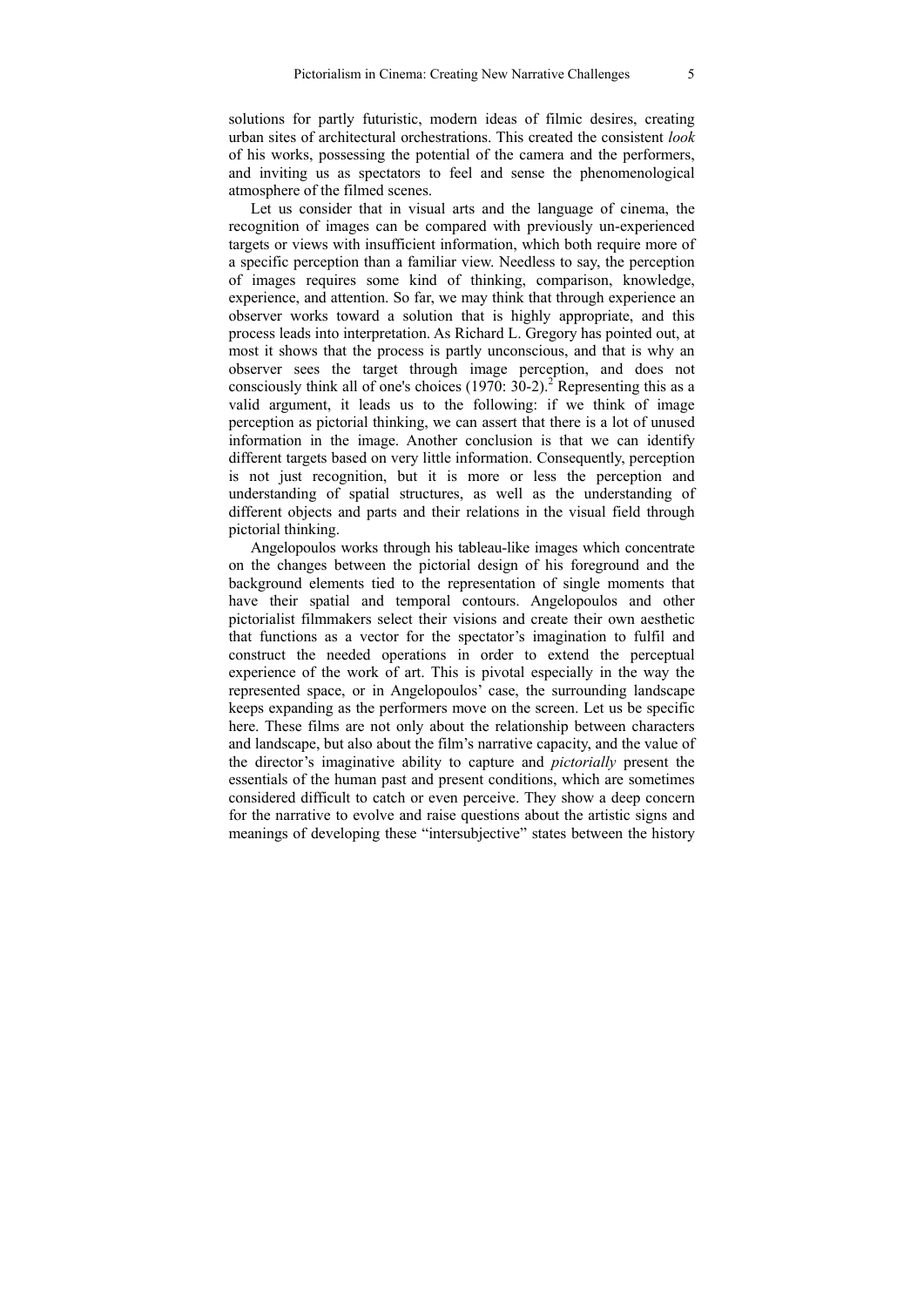solutions for partly futuristic, modern ideas of filmic desires, creating urban sites of architectural orchestrations. This created the consistent *look* of his works, possessing the potential of the camera and the performers, and inviting us as spectators to feel and sense the phenomenological atmosphere of the filmed scenes.

Let us consider that in visual arts and the language of cinema, the recognition of images can be compared with previously un-experienced targets or views with insufficient information, which both require more of a specific perception than a familiar view. Needless to say, the perception of images requires some kind of thinking, comparison, knowledge, experience, and attention. So far, we may think that through experience an observer works toward a solution that is highly appropriate, and this process leads into interpretation. As Richard L. Gregory has pointed out, at most it shows that the process is partly unconscious, and that is why an observer sees the target through image perception, and does not consciously think all of one's choices (1970: 30-2).[2] Representing this as a valid argument, it leads us to the following: if we think of image perception as pictorial thinking, we can assert that there is a lot of unused information in the image. Another conclusion is that we can identify different targets based on very little information. Consequently, perception is not just recognition, but it is more or less the perception and understanding of spatial structures, as well as the understanding of different objects and parts and their relations in the visual field through pictorial thinking.

Angelopoulos works through his tableau-like images which concentrate on the changes between the pictorial design of his foreground and the background elements tied to the representation of single moments that have their spatial and temporal contours. Angelopoulos and other pictorialist filmmakers select their visions and create their own aesthetic that functions as a vector for the spectator's imagination to fulfil and construct the needed operations in order to extend the perceptual experience of the work of art. This is pivotal especially in the way the represented space, or in Angelopoulos' case, the surrounding landscape keeps expanding as the performers move on the screen. Let us be specific here. These films are not only about the relationship between characters and landscape, but also about the film's narrative capacity, and the value of the director's imaginative ability to capture and *pictorially* present the essentials of the human past and present conditions, which are sometimes considered difficult to catch or even perceive. They show a deep concern for the narrative to evolve and raise questions about the artistic signs and meanings of developing these "intersubjective" states between the history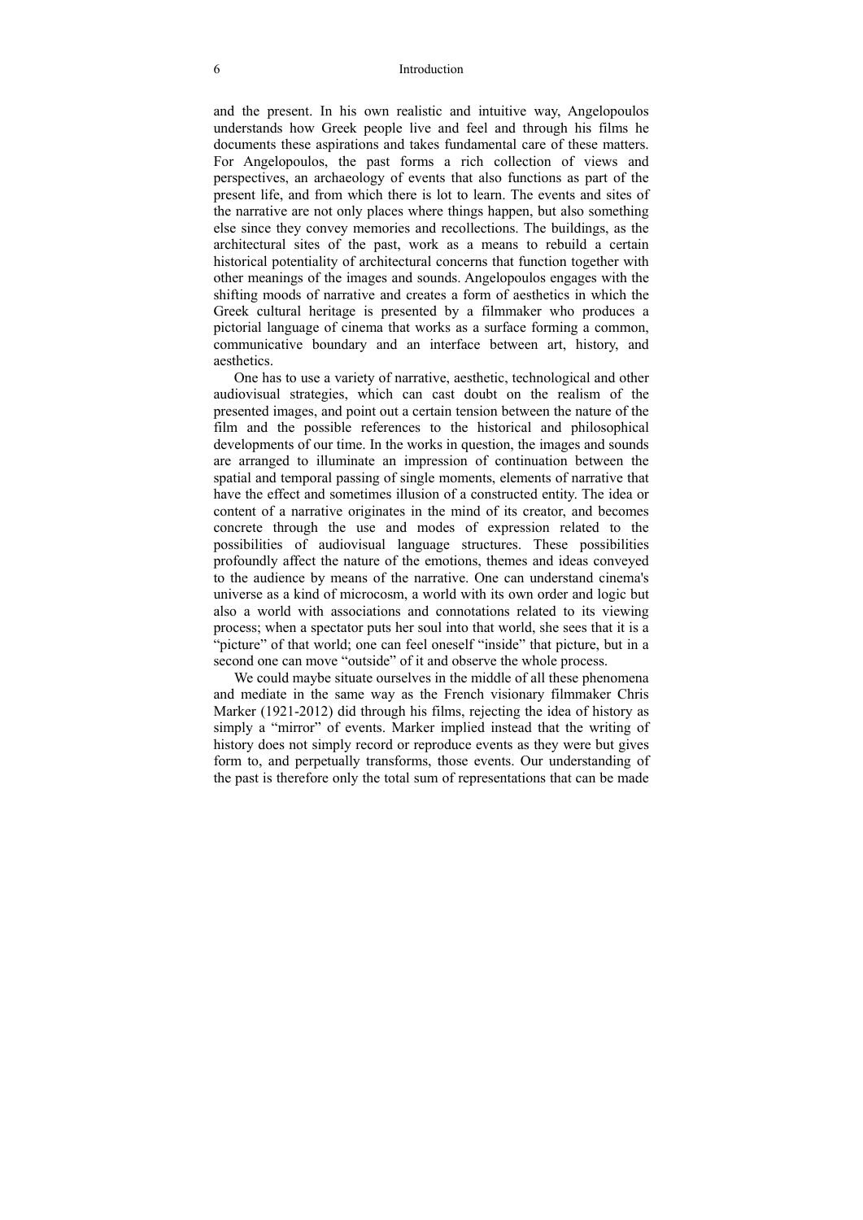and the present. In his own realistic and intuitive way, Angelopoulos understands how Greek people live and feel and through his films he documents these aspirations and takes fundamental care of these matters. For Angelopoulos, the past forms a rich collection of views and perspectives, an archaeology of events that also functions as part of the present life, and from which there is lot to learn. The events and sites of the narrative are not only places where things happen, but also something else since they convey memories and recollections. The buildings, as the architectural sites of the past, work as a means to rebuild a certain historical potentiality of architectural concerns that function together with other meanings of the images and sounds. Angelopoulos engages with the shifting moods of narrative and creates a form of aesthetics in which the Greek cultural heritage is presented by a filmmaker who produces a pictorial language of cinema that works as a surface forming a common, communicative boundary and an interface between art, history, and aesthetics.

One has to use a variety of narrative, aesthetic, technological and other audiovisual strategies, which can cast doubt on the realism of the presented images, and point out a certain tension between the nature of the film and the possible references to the historical and philosophical developments of our time. In the works in question, the images and sounds are arranged to illuminate an impression of continuation between the spatial and temporal passing of single moments, elements of narrative that have the effect and sometimes illusion of a constructed entity. The idea or content of a narrative originates in the mind of its creator, and becomes concrete through the use and modes of expression related to the possibilities of audiovisual language structures. These possibilities profoundly affect the nature of the emotions, themes and ideas conveyed to the audience by means of the narrative. One can understand cinema's universe as a kind of microcosm, a world with its own order and logic but also a world with associations and connotations related to its viewing process; when a spectator puts her soul into that world, she sees that it is a "picture" of that world; one can feel oneself "inside" that picture, but in a second one can move "outside" of it and observe the whole process.

We could maybe situate ourselves in the middle of all these phenomena and mediate in the same way as the French visionary filmmaker Chris Marker (1921-2012) did through his films, rejecting the idea of history as simply a "mirror" of events. Marker implied instead that the writing of history does not simply record or reproduce events as they were but gives form to, and perpetually transforms, those events. Our understanding of the past is therefore only the total sum of representations that can be made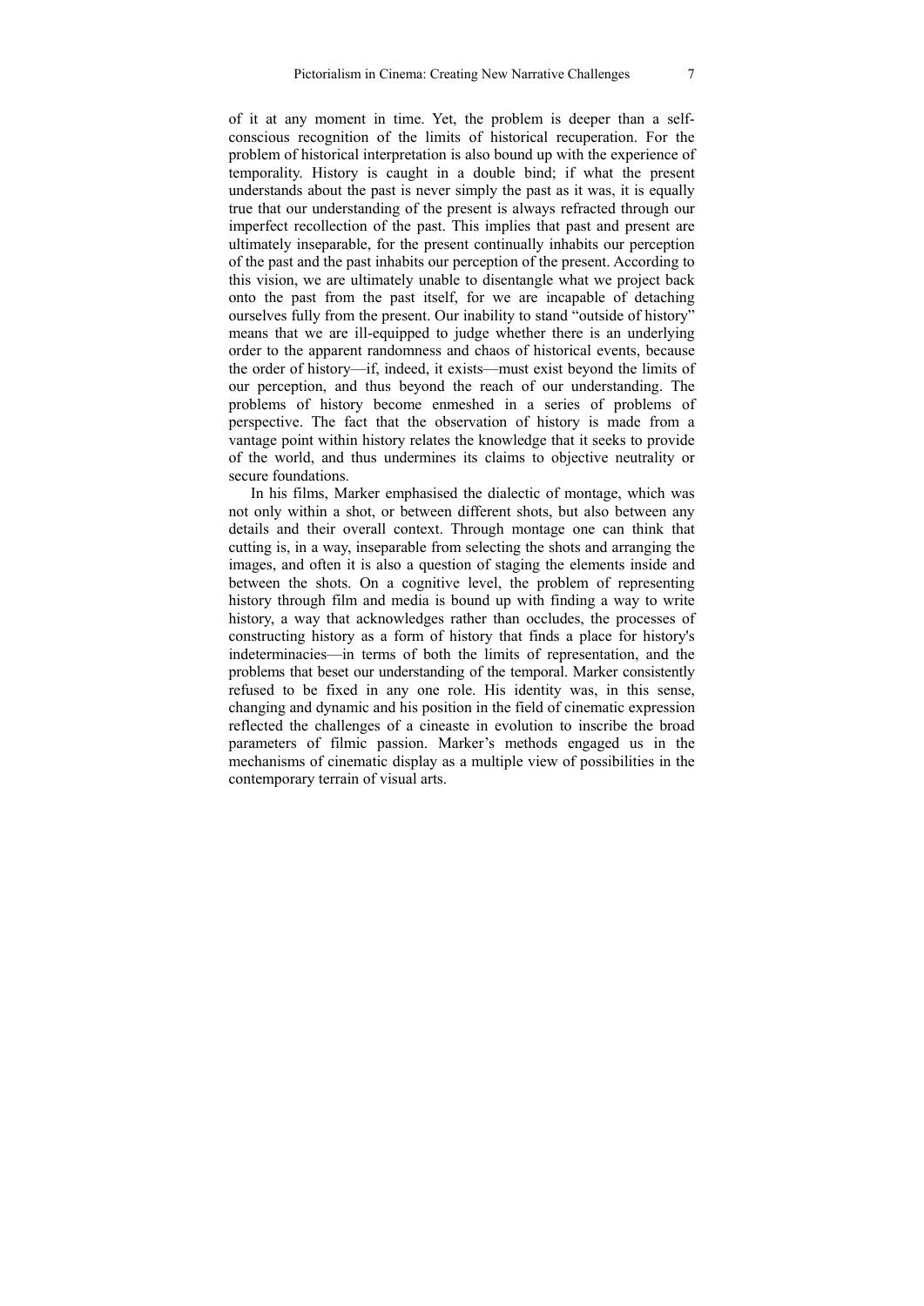of it at any moment in time. Yet, the problem is deeper than a self-conscious recognition of the limits of historical recuperation. For the problem of historical interpretation is also bound up with the experience of temporality. History is caught in a double bind; if what the present understands about the past is never simply the past as it was, it is equally true that our understanding of the present is always refracted through our imperfect recollection of the past. This implies that past and present are ultimately inseparable, for the present continually inhabits our perception of the past and the past inhabits our perception of the present. According to this vision, we are ultimately unable to disentangle what we project back onto the past from the past itself, for we are incapable of detaching ourselves fully from the present. Our inability to stand "outside of history" means that we are ill-equipped to judge whether there is an underlying order to the apparent randomness and chaos of historical events, because the order of history—if, indeed, it exists—must exist beyond the limits of our perception, and thus beyond the reach of our understanding. The problems of history become enmeshed in a series of problems of perspective. The fact that the observation of history is made from a vantage point within history relates the knowledge that it seeks to provide of the world, and thus undermines its claims to objective neutrality or secure foundations.

In his films, Marker emphasised the dialectic of montage, which was not only within a shot, or between different shots, but also between any details and their overall context. Through montage one can think that cutting is, in a way, inseparable from selecting the shots and arranging the images, and often it is also a question of staging the elements inside and between the shots. On a cognitive level, the problem of representing history through film and media is bound up with finding a way to write history, a way that acknowledges rather than occludes, the processes of constructing history as a form of history that finds a place for history's indeterminacies—in terms of both the limits of representation, and the problems that beset our understanding of the temporal. Marker consistently refused to be fixed in any one role. His identity was, in this sense, changing and dynamic and his position in the field of cinematic expression reflected the challenges of a cineaste in evolution to inscribe the broad parameters of filmic passion. Marker's methods engaged us in the mechanisms of cinematic display as a multiple view of possibilities in the contemporary terrain of visual arts.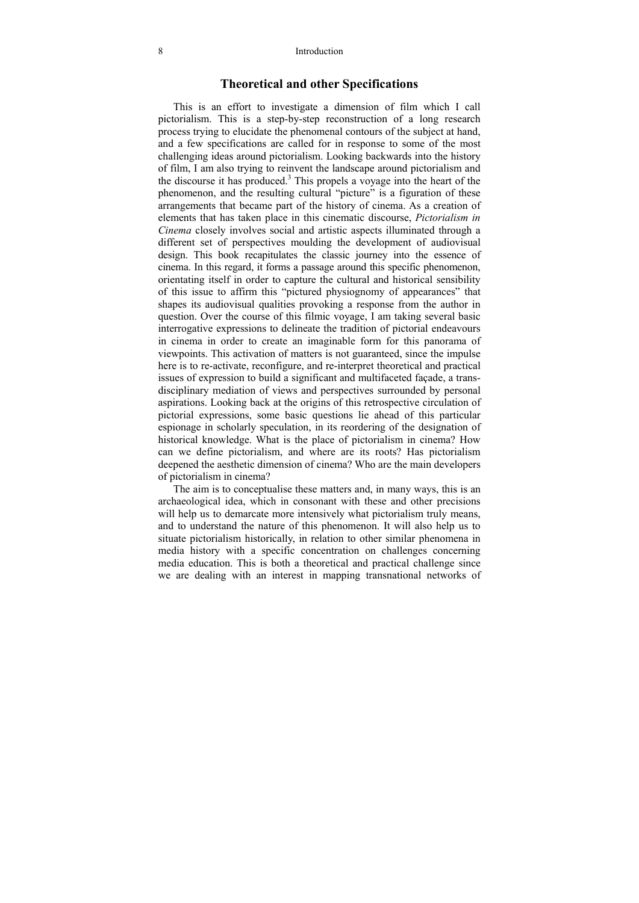## Theoretical and other Specifications

This is an effort to investigate a dimension of film which I call pictorialism. This is a step-by-step reconstruction of a long research process trying to elucidate the phenomenal contours of the subject at hand, and a few specifications are called for in response to some of the most challenging ideas around pictorialism. Looking backwards into the history of film, I am also trying to reinvent the landscape around pictorialism and the discourse it has produced.[3] This propels a voyage into the heart of the phenomenon, and the resulting cultural "picture" is a figuration of these arrangements that became part of the history of cinema. As a creation of elements that has taken place in this cinematic discourse, *Pictorialism in Cinema* closely involves social and artistic aspects illuminated through a different set of perspectives moulding the development of audiovisual design. This book recapitulates the classic journey into the essence of cinema. In this regard, it forms a passage around this specific phenomenon, orientating itself in order to capture the cultural and historical sensibility of this issue to affirm this "pictured physiognomy of appearances" that shapes its audiovisual qualities provoking a response from the author in question. Over the course of this filmic voyage, I am taking several basic interrogative expressions to delineate the tradition of pictorial endeavours in cinema in order to create an imaginable form for this panorama of viewpoints. This activation of matters is not guaranteed, since the impulse here is to re-activate, reconfigure, and re-interpret theoretical and practical issues of expression to build a significant and multifaceted façade, a trans-disciplinary mediation of views and perspectives surrounded by personal aspirations. Looking back at the origins of this retrospective circulation of pictorial expressions, some basic questions lie ahead of this particular espionage in scholarly speculation, in its reordering of the designation of historical knowledge. What is the place of pictorialism in cinema? How can we define pictorialism, and where are its roots? Has pictorialism deepened the aesthetic dimension of cinema? Who are the main developers of pictorialism in cinema?

The aim is to conceptualise these matters and, in many ways, this is an archaeological idea, which in consonant with these and other precisions will help us to demarcate more intensively what pictorialism truly means, and to understand the nature of this phenomenon. It will also help us to situate pictorialism historically, in relation to other similar phenomena in media history with a specific concentration on challenges concerning media education. This is both a theoretical and practical challenge since we are dealing with an interest in mapping transnational networks of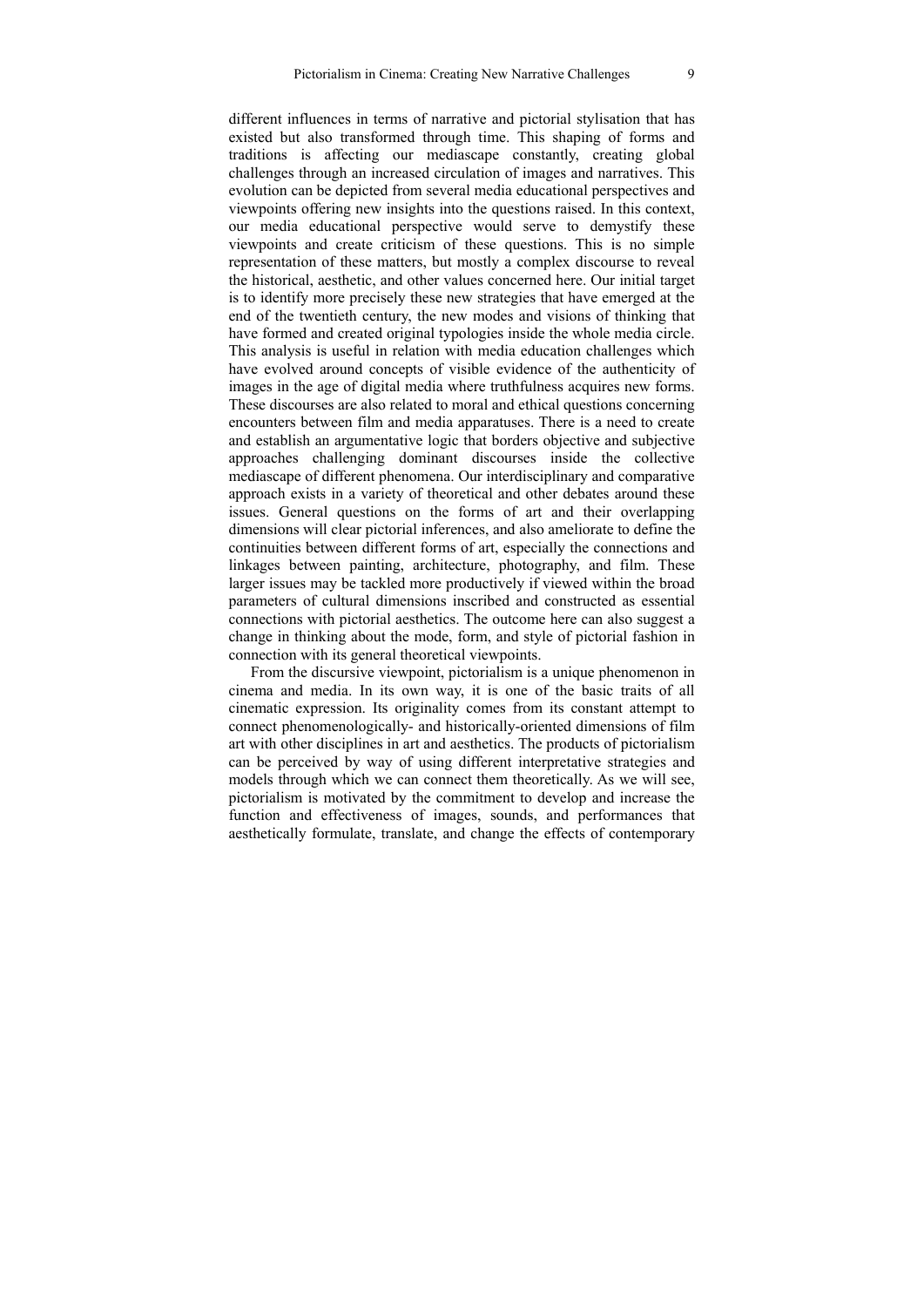different influences in terms of narrative and pictorial stylisation that has existed but also transformed through time. This shaping of forms and traditions is affecting our mediascape constantly, creating global challenges through an increased circulation of images and narratives. This evolution can be depicted from several media educational perspectives and viewpoints offering new insights into the questions raised. In this context, our media educational perspective would serve to demystify these viewpoints and create criticism of these questions. This is no simple representation of these matters, but mostly a complex discourse to reveal the historical, aesthetic, and other values concerned here. Our initial target is to identify more precisely these new strategies that have emerged at the end of the twentieth century, the new modes and visions of thinking that have formed and created original typologies inside the whole media circle. This analysis is useful in relation with media education challenges which have evolved around concepts of visible evidence of the authenticity of images in the age of digital media where truthfulness acquires new forms. These discourses are also related to moral and ethical questions concerning encounters between film and media apparatuses. There is a need to create and establish an argumentative logic that borders objective and subjective approaches challenging dominant discourses inside the collective mediascape of different phenomena. Our interdisciplinary and comparative approach exists in a variety of theoretical and other debates around these issues. General questions on the forms of art and their overlapping dimensions will clear pictorial inferences, and also ameliorate to define the continuities between different forms of art, especially the connections and linkages between painting, architecture, photography, and film. These larger issues may be tackled more productively if viewed within the broad parameters of cultural dimensions inscribed and constructed as essential connections with pictorial aesthetics. The outcome here can also suggest a change in thinking about the mode, form, and style of pictorial fashion in connection with its general theoretical viewpoints.

From the discursive viewpoint, pictorialism is a unique phenomenon in cinema and media. In its own way, it is one of the basic traits of all cinematic expression. Its originality comes from its constant attempt to connect phenomenologically- and historically-oriented dimensions of film art with other disciplines in art and aesthetics. The products of pictorialism can be perceived by way of using different interpretative strategies and models through which we can connect them theoretically. As we will see, pictorialism is motivated by the commitment to develop and increase the function and effectiveness of images, sounds, and performances that aesthetically formulate, translate, and change the effects of contemporary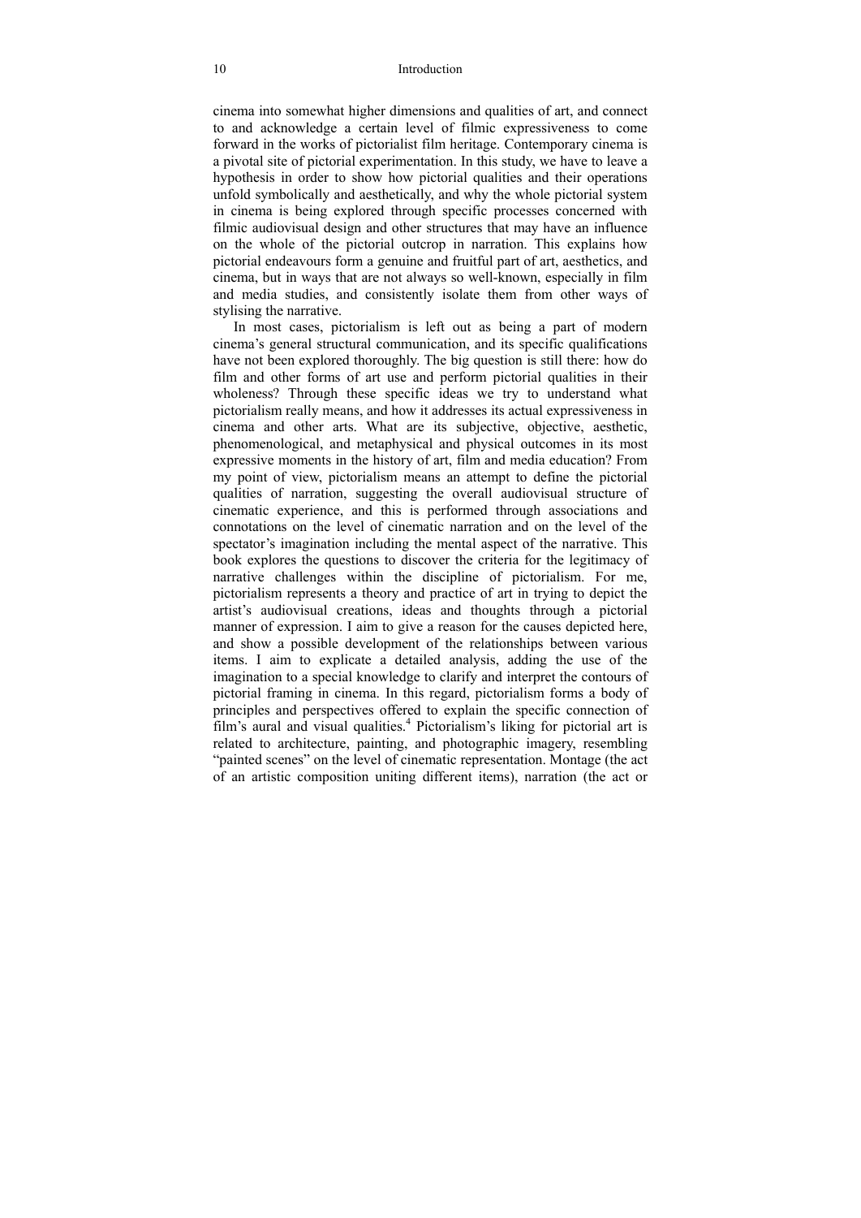cinema into somewhat higher dimensions and qualities of art, and connect to and acknowledge a certain level of filmic expressiveness to come forward in the works of pictorialist film heritage. Contemporary cinema is a pivotal site of pictorial experimentation. In this study, we have to leave a hypothesis in order to show how pictorial qualities and their operations unfold symbolically and aesthetically, and why the whole pictorial system in cinema is being explored through specific processes concerned with filmic audiovisual design and other structures that may have an influence on the whole of the pictorial outcrop in narration. This explains how pictorial endeavours form a genuine and fruitful part of art, aesthetics, and cinema, but in ways that are not always so well-known, especially in film and media studies, and consistently isolate them from other ways of stylising the narrative.

In most cases, pictorialism is left out as being a part of modern cinema's general structural communication, and its specific qualifications have not been explored thoroughly. The big question is still there: how do film and other forms of art use and perform pictorial qualities in their wholeness? Through these specific ideas we try to understand what pictorialism really means, and how it addresses its actual expressiveness in cinema and other arts. What are its subjective, objective, aesthetic, phenomenological, and metaphysical and physical outcomes in its most expressive moments in the history of art, film and media education? From my point of view, pictorialism means an attempt to define the pictorial qualities of narration, suggesting the overall audiovisual structure of cinematic experience, and this is performed through associations and connotations on the level of cinematic narration and on the level of the spectator's imagination including the mental aspect of the narrative. This book explores the questions to discover the criteria for the legitimacy of narrative challenges within the discipline of pictorialism. For me, pictorialism represents a theory and practice of art in trying to depict the artist's audiovisual creations, ideas and thoughts through a pictorial manner of expression. I aim to give a reason for the causes depicted here, and show a possible development of the relationships between various items. I aim to explicate a detailed analysis, adding the use of the imagination to a special knowledge to clarify and interpret the contours of pictorial framing in cinema. In this regard, pictorialism forms a body of principles and perspectives offered to explain the specific connection of film's aural and visual qualities.[4] Pictorialism's liking for pictorial art is related to architecture, painting, and photographic imagery, resembling "painted scenes" on the level of cinematic representation. Montage (the act of an artistic composition uniting different items), narration (the act or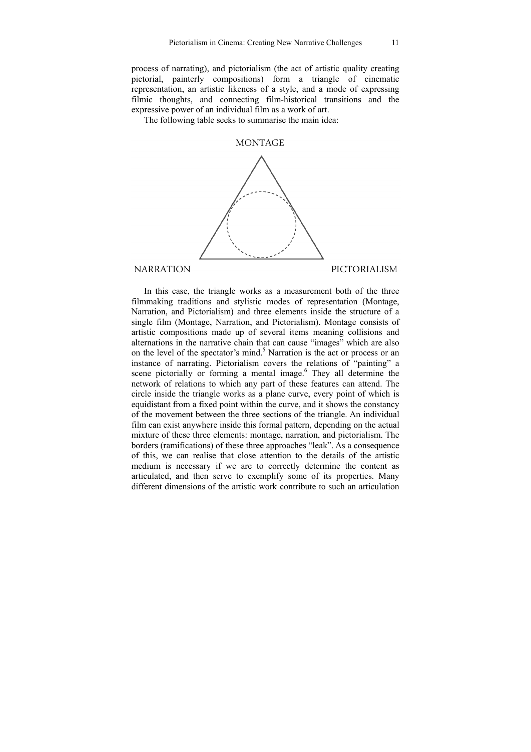process of narrating), and pictorialism (the act of artistic quality creating pictorial, painterly compositions) form a triangle of cinematic representation, an artistic likeness of a style, and a mode of expressing filmic thoughts, and connecting film-historical transitions and the expressive power of an individual film as a work of art.

The following table seeks to summarise the main idea:

MONTAGE

NARRATION PICTORIALISM

In this case, the triangle works as a measurement both of the three filmmaking traditions and stylistic modes of representation (Montage, Narration, and Pictorialism) and three elements inside the structure of a single film (Montage, Narration, and Pictorialism). Montage consists of artistic compositions made up of several items meaning collisions and alternations in the narrative chain that can cause "images" which are also on the level of the spectator's mind.[5] Narration is the act or process or an instance of narrating. Pictorialism covers the relations of "painting" a scene pictorially or forming a mental image.[6] They all determine the network of relations to which any part of these features can attend. The circle inside the triangle works as a plane curve, every point of which is equidistant from a fixed point within the curve, and it shows the constancy of the movement between the three sections of the triangle. An individual film can exist anywhere inside this formal pattern, depending on the actual mixture of these three elements: montage, narration, and pictorialism. The borders (ramifications) of these three approaches "leak". As a consequence of this, we can realise that close attention to the details of the artistic medium is necessary if we are to correctly determine the content as articulated, and then serve to exemplify some of its properties. Many different dimensions of the artistic work contribute to such an articulation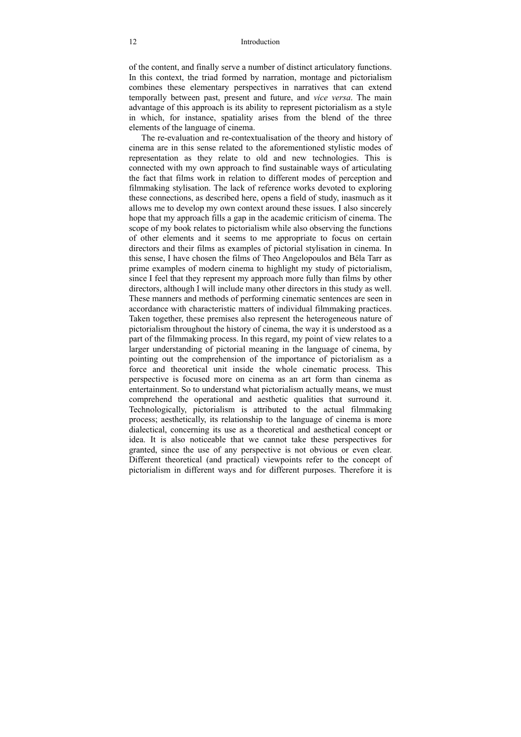of the content, and finally serve a number of distinct articulatory functions. In this context, the triad formed by narration, montage and pictorialism combines these elementary perspectives in narratives that can extend temporally between past, present and future, and *vice versa*. The main advantage of this approach is its ability to represent pictorialism as a style in which, for instance, spatiality arises from the blend of the three elements of the language of cinema.

The re-evaluation and re-contextualisation of the theory and history of cinema are in this sense related to the aforementioned stylistic modes of representation as they relate to old and new technologies. This is connected with my own approach to find sustainable ways of articulating the fact that films work in relation to different modes of perception and filmmaking stylisation. The lack of reference works devoted to exploring these connections, as described here, opens a field of study, inasmuch as it allows me to develop my own context around these issues. I also sincerely hope that my approach fills a gap in the academic criticism of cinema. The scope of my book relates to pictorialism while also observing the functions of other elements and it seems to me appropriate to focus on certain directors and their films as examples of pictorial stylisation in cinema. In this sense, I have chosen the films of Theo Angelopoulos and Béla Tarr as prime examples of modern cinema to highlight my study of pictorialism, since I feel that they represent my approach more fully than films by other directors, although I will include many other directors in this study as well. These manners and methods of performing cinematic sentences are seen in accordance with characteristic matters of individual filmmaking practices. Taken together, these premises also represent the heterogeneous nature of pictorialism throughout the history of cinema, the way it is understood as a part of the filmmaking process. In this regard, my point of view relates to a larger understanding of pictorial meaning in the language of cinema, by pointing out the comprehension of the importance of pictorialism as a force and theoretical unit inside the whole cinematic process. This perspective is focused more on cinema as an art form than cinema as entertainment. So to understand what pictorialism actually means, we must comprehend the operational and aesthetic qualities that surround it. Technologically, pictorialism is attributed to the actual filmmaking process; aesthetically, its relationship to the language of cinema is more dialectical, concerning its use as a theoretical and aesthetical concept or idea. It is also noticeable that we cannot take these perspectives for granted, since the use of any perspective is not obvious or even clear. Different theoretical (and practical) viewpoints refer to the concept of pictorialism in different ways and for different purposes. Therefore it is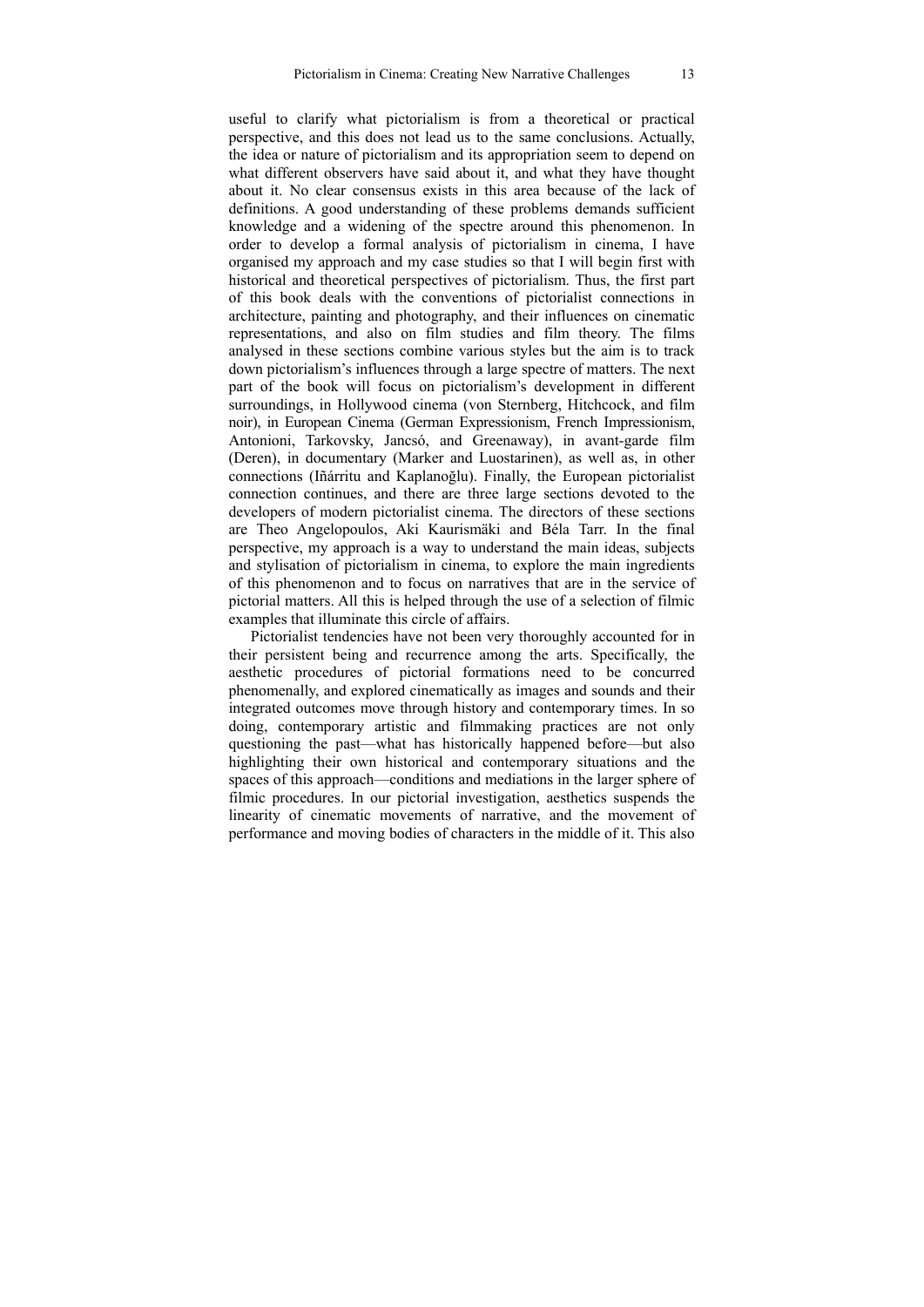useful to clarify what pictorialism is from a theoretical or practical perspective, and this does not lead us to the same conclusions. Actually, the idea or nature of pictorialism and its appropriation seem to depend on what different observers have said about it, and what they have thought about it. No clear consensus exists in this area because of the lack of definitions. A good understanding of these problems demands sufficient knowledge and a widening of the spectre around this phenomenon. In order to develop a formal analysis of pictorialism in cinema, I have organised my approach and my case studies so that I will begin first with historical and theoretical perspectives of pictorialism. Thus, the first part of this book deals with the conventions of pictorialist connections in architecture, painting and photography, and their influences on cinematic representations, and also on film studies and film theory. The films analysed in these sections combine various styles but the aim is to track down pictorialism's influences through a large spectre of matters. The next part of the book will focus on pictorialism's development in different surroundings, in Hollywood cinema (von Sternberg, Hitchcock, and film noir), in European Cinema (German Expressionism, French Impressionism, Antonioni, Tarkovsky, Jancsó, and Greenaway), in avant-garde film (Deren), in documentary (Marker and Luostarinen), as well as, in other connections (Iñárritu and Kaplanoğlu). Finally, the European pictorialist connection continues, and there are three large sections devoted to the developers of modern pictorialist cinema. The directors of these sections are Theo Angelopoulos, Aki Kaurismäki and Béla Tarr. In the final perspective, my approach is a way to understand the main ideas, subjects and stylisation of pictorialism in cinema, to explore the main ingredients of this phenomenon and to focus on narratives that are in the service of pictorial matters. All this is helped through the use of a selection of filmic examples that illuminate this circle of affairs.

Pictorialist tendencies have not been very thoroughly accounted for in their persistent being and recurrence among the arts. Specifically, the aesthetic procedures of pictorial formations need to be concurred phenomenally, and explored cinematically as images and sounds and their integrated outcomes move through history and contemporary times. In so doing, contemporary artistic and filmmaking practices are not only questioning the past—what has historically happened before—but also highlighting their own historical and contemporary situations and the spaces of this approach—conditions and mediations in the larger sphere of filmic procedures. In our pictorial investigation, aesthetics suspends the linearity of cinematic movements of narrative, and the movement of performance and moving bodies of characters in the middle of it. This also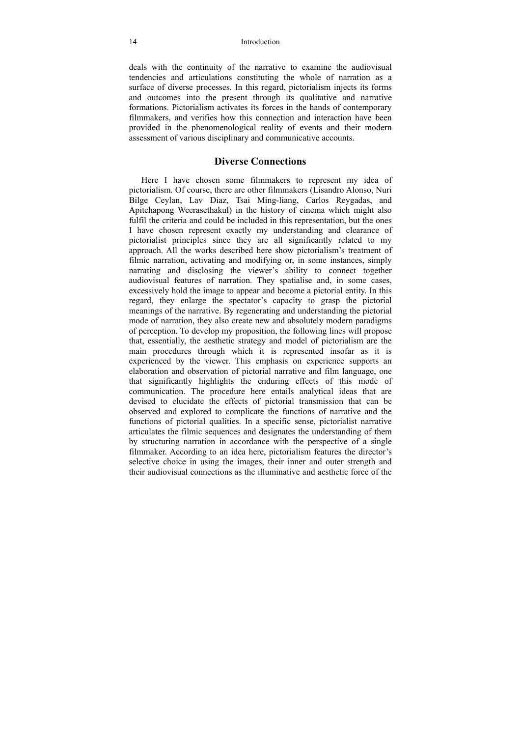deals with the continuity of the narrative to examine the audiovisual tendencies and articulations constituting the whole of narration as a surface of diverse processes. In this regard, pictorialism injects its forms and outcomes into the present through its qualitative and narrative formations. Pictorialism activates its forces in the hands of contemporary filmmakers, and verifies how this connection and interaction have been provided in the phenomenological reality of events and their modern assessment of various disciplinary and communicative accounts.

## Diverse Connections

Here I have chosen some filmmakers to represent my idea of pictorialism. Of course, there are other filmmakers (Lisandro Alonso, Nuri Bilge Ceylan, Lav Diaz, Tsai Ming-liang, Carlos Reygadas, and Apitchapong Weerasethakul) in the history of cinema which might also fulfil the criteria and could be included in this representation, but the ones I have chosen represent exactly my understanding and clearance of pictorialist principles since they are all significantly related to my approach. All the works described here show pictorialism's treatment of filmic narration, activating and modifying or, in some instances, simply narrating and disclosing the viewer's ability to connect together audiovisual features of narration. They spatialise and, in some cases, excessively hold the image to appear and become a pictorial entity. In this regard, they enlarge the spectator's capacity to grasp the pictorial meanings of the narrative. By regenerating and understanding the pictorial mode of narration, they also create new and absolutely modern paradigms of perception. To develop my proposition, the following lines will propose that, essentially, the aesthetic strategy and model of pictorialism are the main procedures through which it is represented insofar as it is experienced by the viewer. This emphasis on experience supports an elaboration and observation of pictorial narrative and film language, one that significantly highlights the enduring effects of this mode of communication. The procedure here entails analytical ideas that are devised to elucidate the effects of pictorial transmission that can be observed and explored to complicate the functions of narrative and the functions of pictorial qualities. In a specific sense, pictorialist narrative articulates the filmic sequences and designates the understanding of them by structuring narration in accordance with the perspective of a single filmmaker. According to an idea here, pictorialism features the director's selective choice in using the images, their inner and outer strength and their audiovisual connections as the illuminative and aesthetic force of the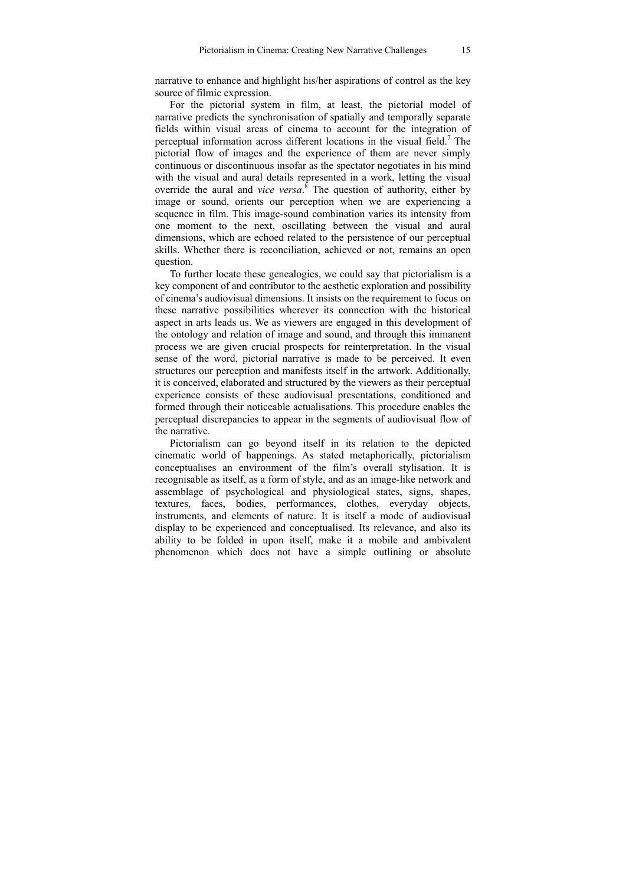narrative to enhance and highlight his/her aspirations of control as the key source of filmic expression.

For the pictorial system in film, at least, the pictorial model of narrative predicts the synchronisation of spatially and temporally separate fields within visual areas of cinema to account for the integration of perceptual information across different locations in the visual field.[7] The pictorial flow of images and the experience of them are never simply continuous or discontinuous insofar as the spectator negotiates in his mind with the visual and aural details represented in a work, letting the visual override the aural and *vice versa*.[8] The question of authority, either by image or sound, orients our perception when we are experiencing a sequence in film. This image-sound combination varies its intensity from one moment to the next, oscillating between the visual and aural dimensions, which are echoed related to the persistence of our perceptual skills. Whether there is reconciliation, achieved or not, remains an open question.

To further locate these genealogies, we could say that pictorialism is a key component of and contributor to the aesthetic exploration and possibility of cinema's audiovisual dimensions. It insists on the requirement to focus on these narrative possibilities wherever its connection with the historical aspect in arts leads us. We as viewers are engaged in this development of the ontology and relation of image and sound, and through this immanent process we are given crucial prospects for reinterpretation. In the visual sense of the word, pictorial narrative is made to be perceived. It even structures our perception and manifests itself in the artwork. Additionally, it is conceived, elaborated and structured by the viewers as their perceptual experience consists of these audiovisual presentations, conditioned and formed through their noticeable actualisations. This procedure enables the perceptual discrepancies to appear in the segments of audiovisual flow of the narrative.

Pictorialism can go beyond itself in its relation to the depicted cinematic world of happenings. As stated metaphorically, pictorialism conceptualises an environment of the film's overall stylisation. It is recognisable as itself, as a form of style, and as an image-like network and assemblage of psychological and physiological states, signs, shapes, textures, faces, bodies, performances, clothes, everyday objects, instruments, and elements of nature. It is itself a mode of audiovisual display to be experienced and conceptualised. Its relevance, and also its ability to be folded in upon itself, make it a mobile and ambivalent phenomenon which does not have a simple outlining or absolute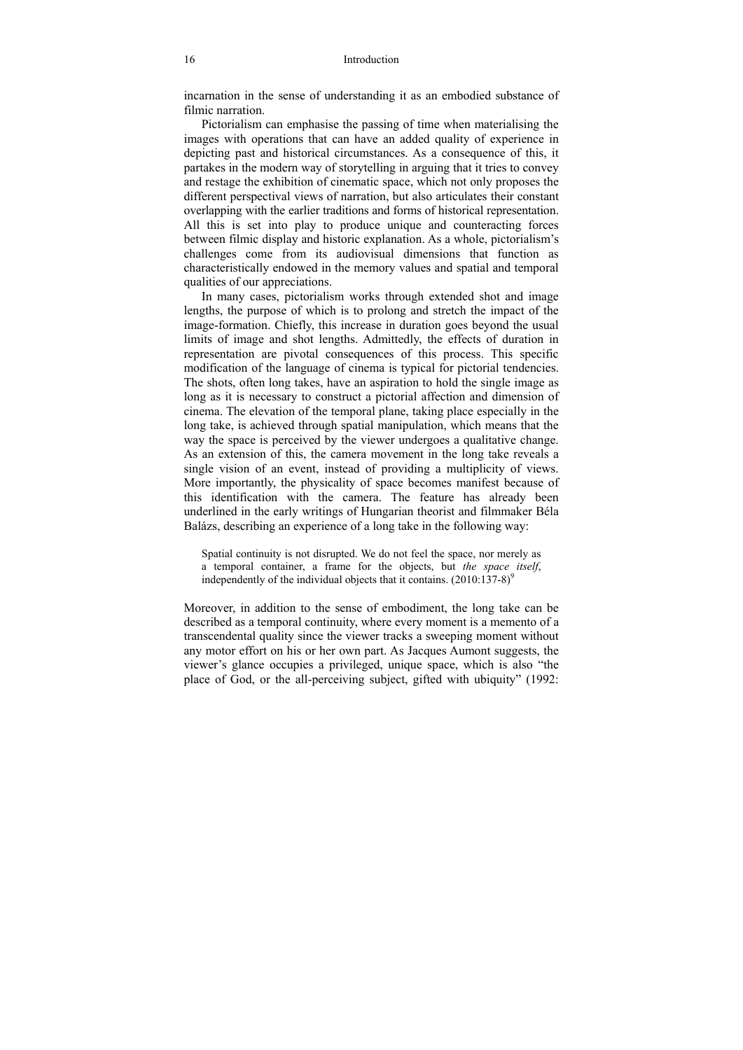incarnation in the sense of understanding it as an embodied substance of filmic narration.

Pictorialism can emphasise the passing of time when materialising the images with operations that can have an added quality of experience in depicting past and historical circumstances. As a consequence of this, it partakes in the modern way of storytelling in arguing that it tries to convey and restage the exhibition of cinematic space, which not only proposes the different perspectival views of narration, but also articulates their constant overlapping with the earlier traditions and forms of historical representation. All this is set into play to produce unique and counteracting forces between filmic display and historic explanation. As a whole, pictorialism's challenges come from its audiovisual dimensions that function as characteristically endowed in the memory values and spatial and temporal qualities of our appreciations.

In many cases, pictorialism works through extended shot and image lengths, the purpose of which is to prolong and stretch the impact of the image-formation. Chiefly, this increase in duration goes beyond the usual limits of image and shot lengths. Admittedly, the effects of duration in representation are pivotal consequences of this process. This specific modification of the language of cinema is typical for pictorial tendencies. The shots, often long takes, have an aspiration to hold the single image as long as it is necessary to construct a pictorial affection and dimension of cinema. The elevation of the temporal plane, taking place especially in the long take, is achieved through spatial manipulation, which means that the way the space is perceived by the viewer undergoes a qualitative change. As an extension of this, the camera movement in the long take reveals a single vision of an event, instead of providing a multiplicity of views. More importantly, the physicality of space becomes manifest because of this identification with the camera. The feature has already been underlined in the early writings of Hungarian theorist and filmmaker Béla Balázs, describing an experience of a long take in the following way:

> Spatial continuity is not disrupted. We do not feel the space, nor merely as a temporal container, a frame for the objects, but *the space itself*, independently of the individual objects that it contains. (2010:137-8)[9]

Moreover, in addition to the sense of embodiment, the long take can be described as a temporal continuity, where every moment is a memento of a transcendental quality since the viewer tracks a sweeping moment without any motor effort on his or her own part. As Jacques Aumont suggests, the viewer's glance occupies a privileged, unique space, which is also "the place of God, or the all-perceiving subject, gifted with ubiquity" (1992: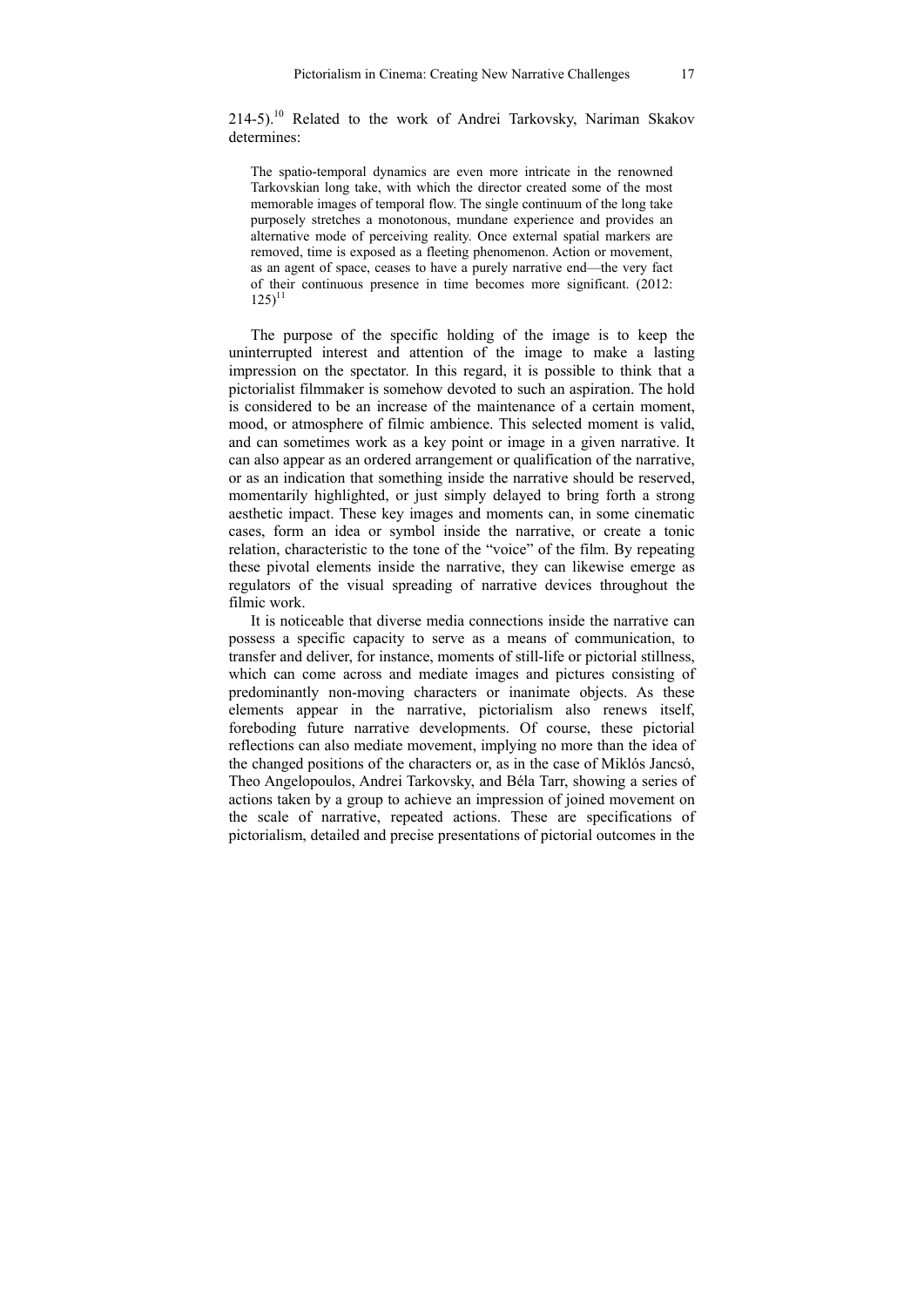214-5).[10] Related to the work of Andrei Tarkovsky, Nariman Skakov determines:

> The spatio-temporal dynamics are even more intricate in the renowned Tarkovskian long take, with which the director created some of the most memorable images of temporal flow. The single continuum of the long take purposely stretches a monotonous, mundane experience and provides an alternative mode of perceiving reality. Once external spatial markers are removed, time is exposed as a fleeting phenomenon. Action or movement, as an agent of space, ceases to have a purely narrative end—the very fact of their continuous presence in time becomes more significant. (2012: 125)[11]

The purpose of the specific holding of the image is to keep the uninterrupted interest and attention of the image to make a lasting impression on the spectator. In this regard, it is possible to think that a pictorialist filmmaker is somehow devoted to such an aspiration. The hold is considered to be an increase of the maintenance of a certain moment, mood, or atmosphere of filmic ambience. This selected moment is valid, and can sometimes work as a key point or image in a given narrative. It can also appear as an ordered arrangement or qualification of the narrative, or as an indication that something inside the narrative should be reserved, momentarily highlighted, or just simply delayed to bring forth a strong aesthetic impact. These key images and moments can, in some cinematic cases, form an idea or symbol inside the narrative, or create a tonic relation, characteristic to the tone of the "voice" of the film. By repeating these pivotal elements inside the narrative, they can likewise emerge as regulators of the visual spreading of narrative devices throughout the filmic work.

It is noticeable that diverse media connections inside the narrative can possess a specific capacity to serve as a means of communication, to transfer and deliver, for instance, moments of still-life or pictorial stillness, which can come across and mediate images and pictures consisting of predominantly non-moving characters or inanimate objects. As these elements appear in the narrative, pictorialism also renews itself, foreboding future narrative developments. Of course, these pictorial reflections can also mediate movement, implying no more than the idea of the changed positions of the characters or, as in the case of Miklós Jancsó, Theo Angelopoulos, Andrei Tarkovsky, and Béla Tarr, showing a series of actions taken by a group to achieve an impression of joined movement on the scale of narrative, repeated actions. These are specifications of pictorialism, detailed and precise presentations of pictorial outcomes in the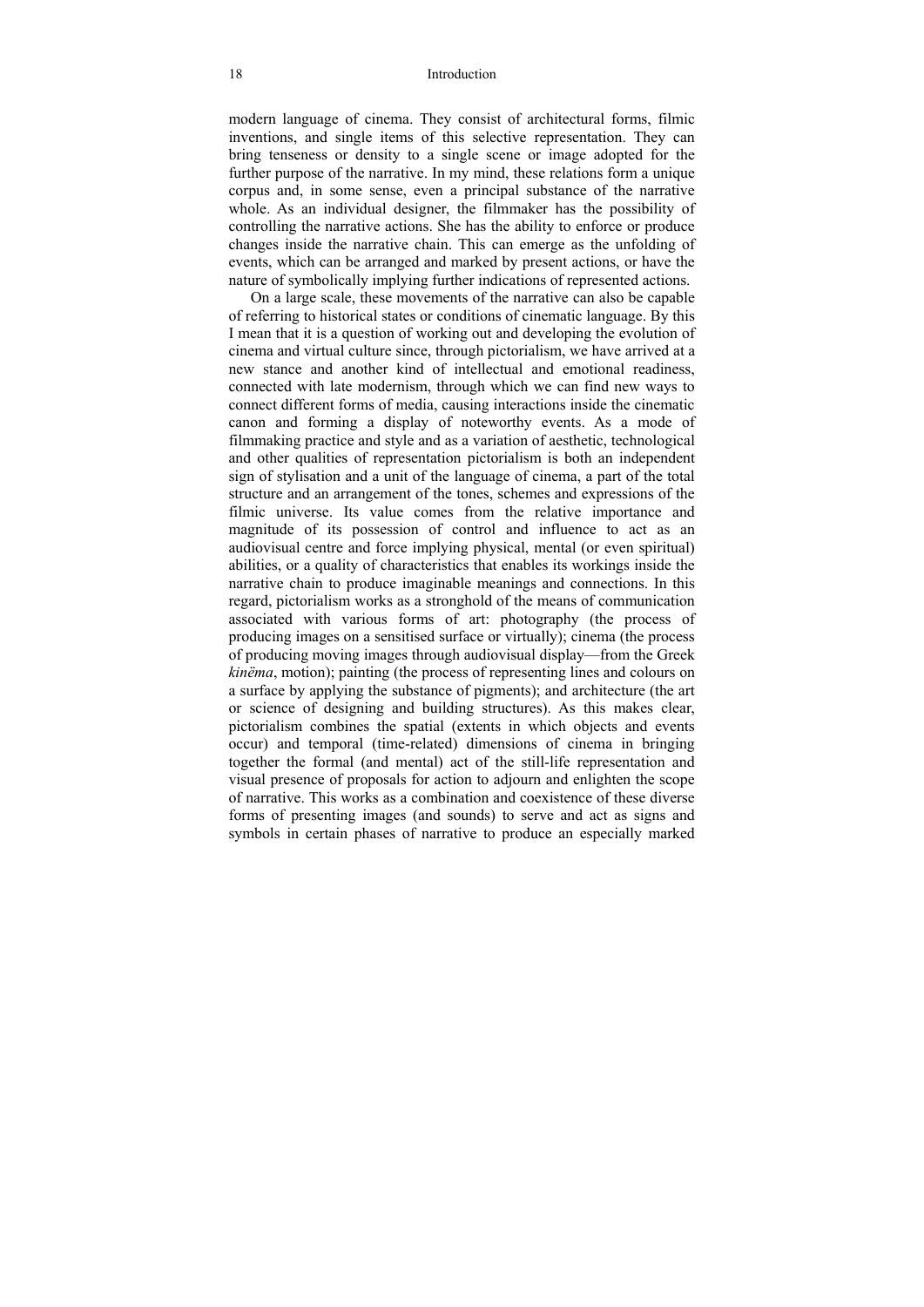modern language of cinema. They consist of architectural forms, filmic inventions, and single items of this selective representation. They can bring tenseness or density to a single scene or image adopted for the further purpose of the narrative. In my mind, these relations form a unique corpus and, in some sense, even a principal substance of the narrative whole. As an individual designer, the filmmaker has the possibility of controlling the narrative actions. She has the ability to enforce or produce changes inside the narrative chain. This can emerge as the unfolding of events, which can be arranged and marked by present actions, or have the nature of symbolically implying further indications of represented actions.

On a large scale, these movements of the narrative can also be capable of referring to historical states or conditions of cinematic language. By this I mean that it is a question of working out and developing the evolution of cinema and virtual culture since, through pictorialism, we have arrived at a new stance and another kind of intellectual and emotional readiness, connected with late modernism, through which we can find new ways to connect different forms of media, causing interactions inside the cinematic canon and forming a display of noteworthy events. As a mode of filmmaking practice and style and as a variation of aesthetic, technological and other qualities of representation pictorialism is both an independent sign of stylisation and a unit of the language of cinema, a part of the total structure and an arrangement of the tones, schemes and expressions of the filmic universe. Its value comes from the relative importance and magnitude of its possession of control and influence to act as an audiovisual centre and force implying physical, mental (or even spiritual) abilities, or a quality of characteristics that enables its workings inside the narrative chain to produce imaginable meanings and connections. In this regard, pictorialism works as a stronghold of the means of communication associated with various forms of art: photography (the process of producing images on a sensitised surface or virtually); cinema (the process of producing moving images through audiovisual display—from the Greek *kinëma*, motion); painting (the process of representing lines and colours on a surface by applying the substance of pigments); and architecture (the art or science of designing and building structures). As this makes clear, pictorialism combines the spatial (extents in which objects and events occur) and temporal (time-related) dimensions of cinema in bringing together the formal (and mental) act of the still-life representation and visual presence of proposals for action to adjourn and enlighten the scope of narrative. This works as a combination and coexistence of these diverse forms of presenting images (and sounds) to serve and act as signs and symbols in certain phases of narrative to produce an especially marked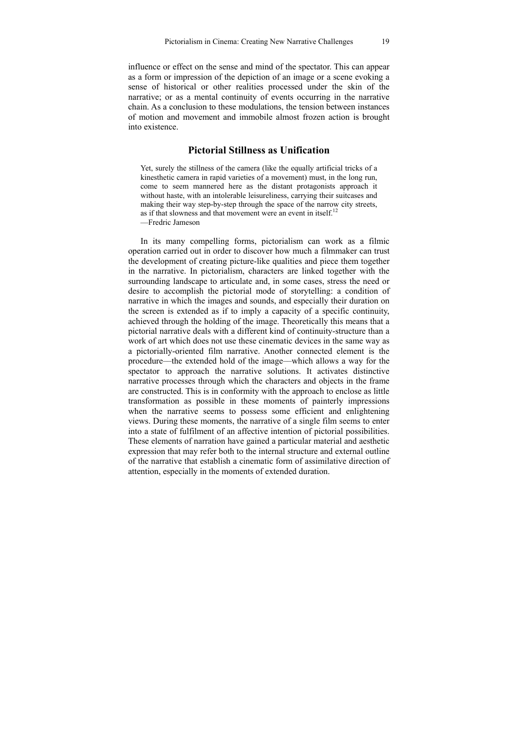influence or effect on the sense and mind of the spectator. This can appear as a form or impression of the depiction of an image or a scene evoking a sense of historical or other realities processed under the skin of the narrative; or as a mental continuity of events occurring in the narrative chain. As a conclusion to these modulations, the tension between instances of motion and movement and immobile almost frozen action is brought into existence.

## Pictorial Stillness as Unification

> Yet, surely the stillness of the camera (like the equally artificial tricks of a kinesthetic camera in rapid varieties of a movement) must, in the long run, come to seem mannered here as the distant protagonists approach it without haste, with an intolerable leisureliness, carrying their suitcases and making their way step-by-step through the space of the narrow city streets, as if that slowness and that movement were an event in itself.[12]
> —Fredric Jameson

In its many compelling forms, pictorialism can work as a filmic operation carried out in order to discover how much a filmmaker can trust the development of creating picture-like qualities and piece them together in the narrative. In pictorialism, characters are linked together with the surrounding landscape to articulate and, in some cases, stress the need or desire to accomplish the pictorial mode of storytelling: a condition of narrative in which the images and sounds, and especially their duration on the screen is extended as if to imply a capacity of a specific continuity, achieved through the holding of the image. Theoretically this means that a pictorial narrative deals with a different kind of continuity-structure than a work of art which does not use these cinematic devices in the same way as a pictorially-oriented film narrative. Another connected element is the procedure—the extended hold of the image—which allows a way for the spectator to approach the narrative solutions. It activates distinctive narrative processes through which the characters and objects in the frame are constructed. This is in conformity with the approach to enclose as little transformation as possible in these moments of painterly impressions when the narrative seems to possess some efficient and enlightening views. During these moments, the narrative of a single film seems to enter into a state of fulfilment of an affective intention of pictorial possibilities. These elements of narration have gained a particular material and aesthetic expression that may refer both to the internal structure and external outline of the narrative that establish a cinematic form of assimilative direction of attention, especially in the moments of extended duration.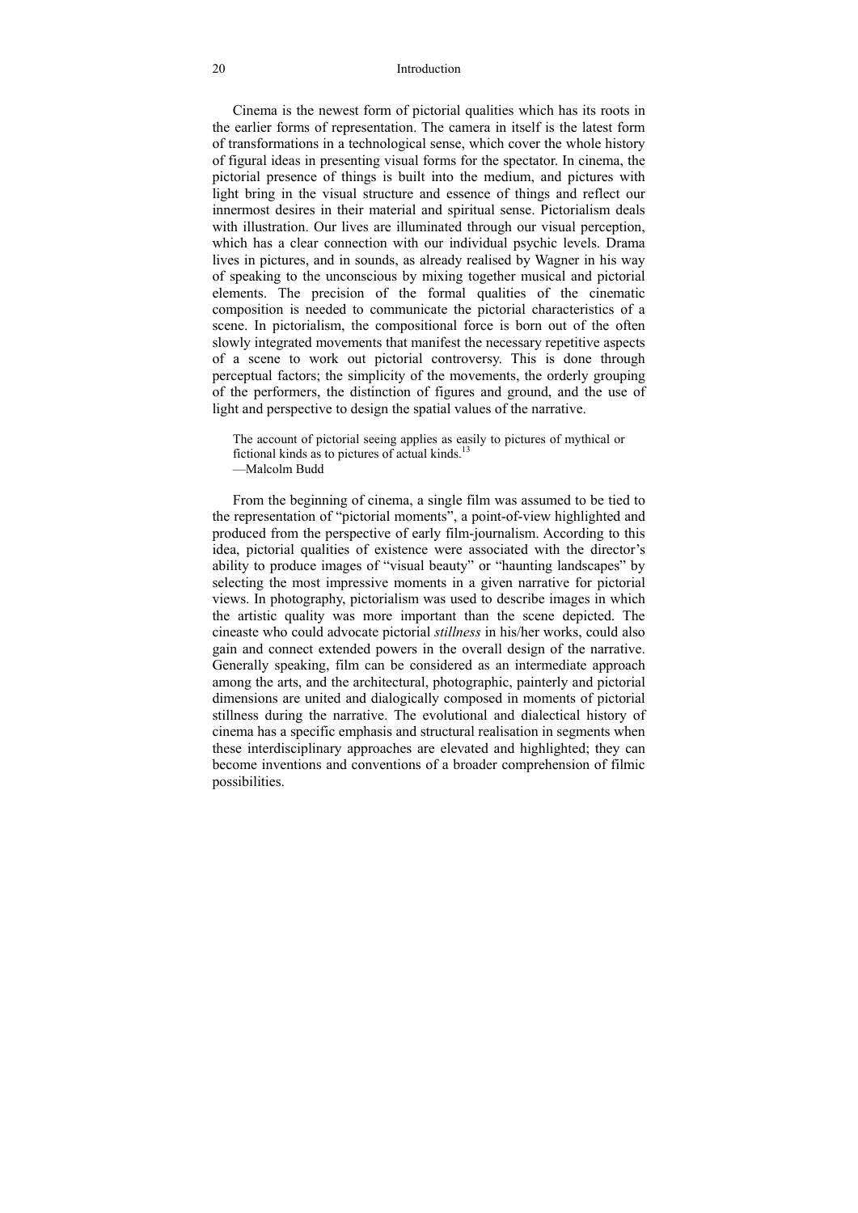Cinema is the newest form of pictorial qualities which has its roots in the earlier forms of representation. The camera in itself is the latest form of transformations in a technological sense, which cover the whole history of figural ideas in presenting visual forms for the spectator. In cinema, the pictorial presence of things is built into the medium, and pictures with light bring in the visual structure and essence of things and reflect our innermost desires in their material and spiritual sense. Pictorialism deals with illustration. Our lives are illuminated through our visual perception, which has a clear connection with our individual psychic levels. Drama lives in pictures, and in sounds, as already realised by Wagner in his way of speaking to the unconscious by mixing together musical and pictorial elements. The precision of the formal qualities of the cinematic composition is needed to communicate the pictorial characteristics of a scene. In pictorialism, the compositional force is born out of the often slowly integrated movements that manifest the necessary repetitive aspects of a scene to work out pictorial controversy. This is done through perceptual factors; the simplicity of the movements, the orderly grouping of the performers, the distinction of figures and ground, and the use of light and perspective to design the spatial values of the narrative.

> The account of pictorial seeing applies as easily to pictures of mythical or fictional kinds as to pictures of actual kinds.[13]
> —Malcolm Budd

From the beginning of cinema, a single film was assumed to be tied to the representation of "pictorial moments", a point-of-view highlighted and produced from the perspective of early film-journalism. According to this idea, pictorial qualities of existence were associated with the director's ability to produce images of "visual beauty" or "haunting landscapes" by selecting the most impressive moments in a given narrative for pictorial views. In photography, pictorialism was used to describe images in which the artistic quality was more important than the scene depicted. The cineaste who could advocate pictorial *stillness* in his/her works, could also gain and connect extended powers in the overall design of the narrative. Generally speaking, film can be considered as an intermediate approach among the arts, and the architectural, photographic, painterly and pictorial dimensions are united and dialogically composed in moments of pictorial stillness during the narrative. The evolutional and dialectical history of cinema has a specific emphasis and structural realisation in segments when these interdisciplinary approaches are elevated and highlighted; they can become inventions and conventions of a broader comprehension of filmic possibilities.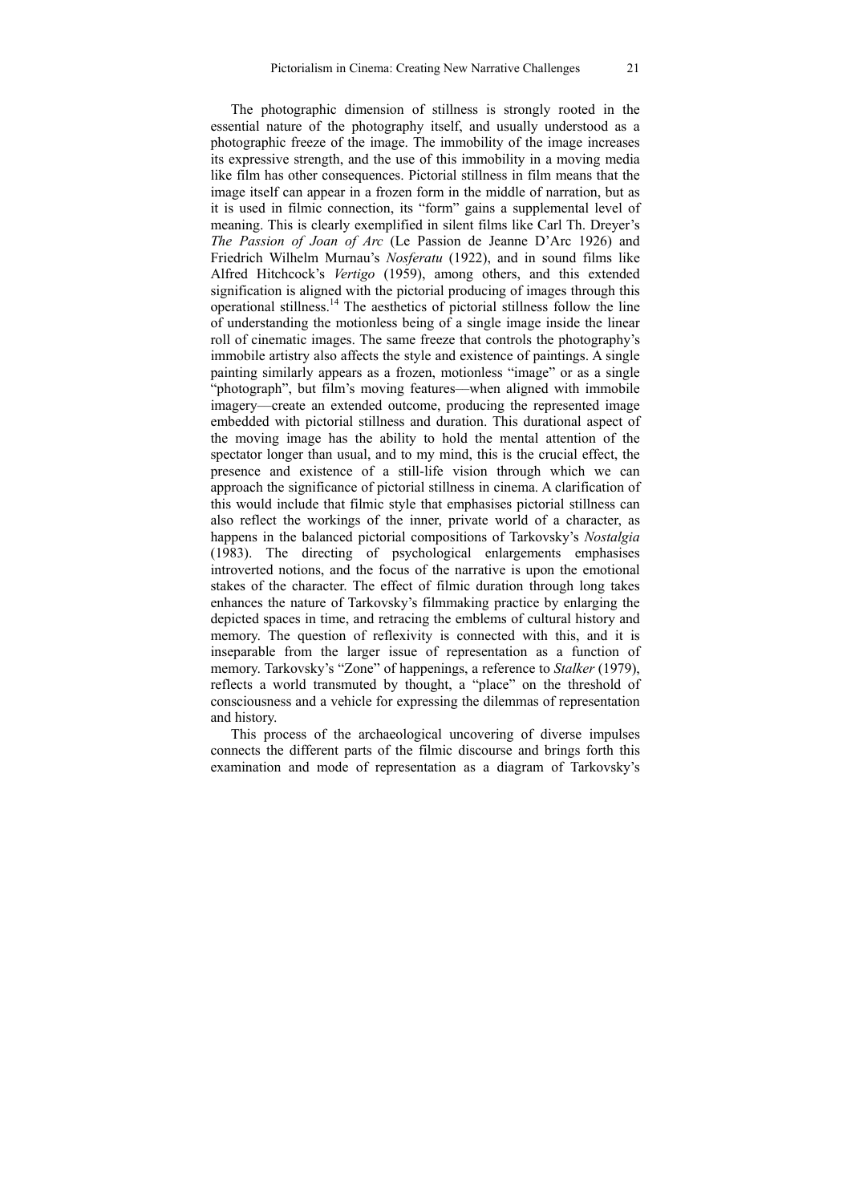The photographic dimension of stillness is strongly rooted in the essential nature of the photography itself, and usually understood as a photographic freeze of the image. The immobility of the image increases its expressive strength, and the use of this immobility in a moving media like film has other consequences. Pictorial stillness in film means that the image itself can appear in a frozen form in the middle of narration, but as it is used in filmic connection, its "form" gains a supplemental level of meaning. This is clearly exemplified in silent films like Carl Th. Dreyer's *The Passion of Joan of Arc* (Le Passion de Jeanne D'Arc 1926) and Friedrich Wilhelm Murnau's *Nosferatu* (1922), and in sound films like Alfred Hitchcock's *Vertigo* (1959), among others, and this extended signification is aligned with the pictorial producing of images through this operational stillness.[14] The aesthetics of pictorial stillness follow the line of understanding the motionless being of a single image inside the linear roll of cinematic images. The same freeze that controls the photography's immobile artistry also affects the style and existence of paintings. A single painting similarly appears as a frozen, motionless "image" or as a single "photograph", but film's moving features—when aligned with immobile imagery—create an extended outcome, producing the represented image embedded with pictorial stillness and duration. This durational aspect of the moving image has the ability to hold the mental attention of the spectator longer than usual, and to my mind, this is the crucial effect, the presence and existence of a still-life vision through which we can approach the significance of pictorial stillness in cinema. A clarification of this would include that filmic style that emphasises pictorial stillness can also reflect the workings of the inner, private world of a character, as happens in the balanced pictorial compositions of Tarkovsky's *Nostalgia* (1983). The directing of psychological enlargements emphasises introverted notions, and the focus of the narrative is upon the emotional stakes of the character. The effect of filmic duration through long takes enhances the nature of Tarkovsky's filmmaking practice by enlarging the depicted spaces in time, and retracing the emblems of cultural history and memory. The question of reflexivity is connected with this, and it is inseparable from the larger issue of representation as a function of memory. Tarkovsky's "Zone" of happenings, a reference to *Stalker* (1979), reflects a world transmuted by thought, a "place" on the threshold of consciousness and a vehicle for expressing the dilemmas of representation and history.

This process of the archaeological uncovering of diverse impulses connects the different parts of the filmic discourse and brings forth this examination and mode of representation as a diagram of Tarkovsky's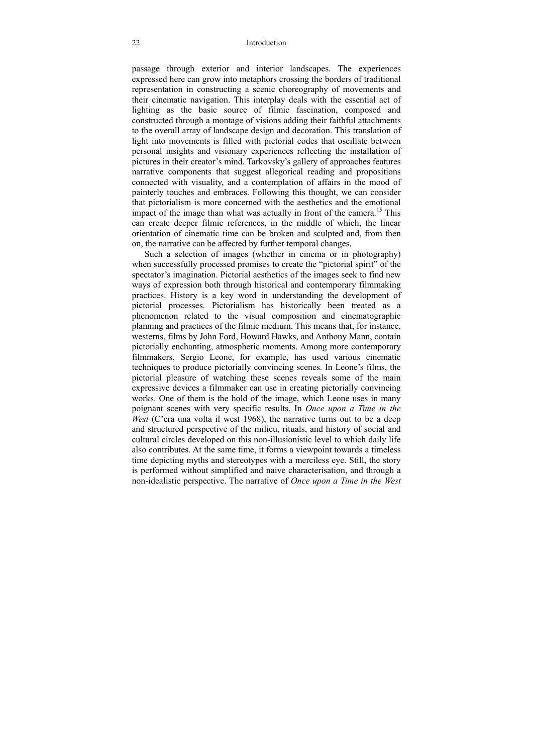passage through exterior and interior landscapes. The experiences expressed here can grow into metaphors crossing the borders of traditional representation in constructing a scenic choreography of movements and their cinematic navigation. This interplay deals with the essential act of lighting as the basic source of filmic fascination, composed and constructed through a montage of visions adding their faithful attachments to the overall array of landscape design and decoration. This translation of light into movements is filled with pictorial codes that oscillate between personal insights and visionary experiences reflecting the installation of pictures in their creator's mind. Tarkovsky's gallery of approaches features narrative components that suggest allegorical reading and propositions connected with visuality, and a contemplation of affairs in the mood of painterly touches and embraces. Following this thought, we can consider that pictorialism is more concerned with the aesthetics and the emotional impact of the image than what was actually in front of the camera.[15] This can create deeper filmic references, in the middle of which, the linear orientation of cinematic time can be broken and sculpted and, from then on, the narrative can be affected by further temporal changes.

Such a selection of images (whether in cinema or in photography) when successfully processed promises to create the "pictorial spirit" of the spectator's imagination. Pictorial aesthetics of the images seek to find new ways of expression both through historical and contemporary filmmaking practices. History is a key word in understanding the development of pictorial processes. Pictorialism has historically been treated as a phenomenon related to the visual composition and cinematographic planning and practices of the filmic medium. This means that, for instance, westerns, films by John Ford, Howard Hawks, and Anthony Mann, contain pictorially enchanting, atmospheric moments. Among more contemporary filmmakers, Sergio Leone, for example, has used various cinematic techniques to produce pictorially convincing scenes. In Leone's films, the pictorial pleasure of watching these scenes reveals some of the main expressive devices a filmmaker can use in creating pictorially convincing works. One of them is the hold of the image, which Leone uses in many poignant scenes with very specific results. In *Once upon a Time in the West* (C'era una volta il west 1968), the narrative turns out to be a deep and structured perspective of the milieu, rituals, and history of social and cultural circles developed on this non-illusionistic level to which daily life also contributes. At the same time, it forms a viewpoint towards a timeless time depicting myths and stereotypes with a merciless eye. Still, the story is performed without simplified and naive characterisation, and through a non-idealistic perspective. The narrative of *Once upon a Time in the West*